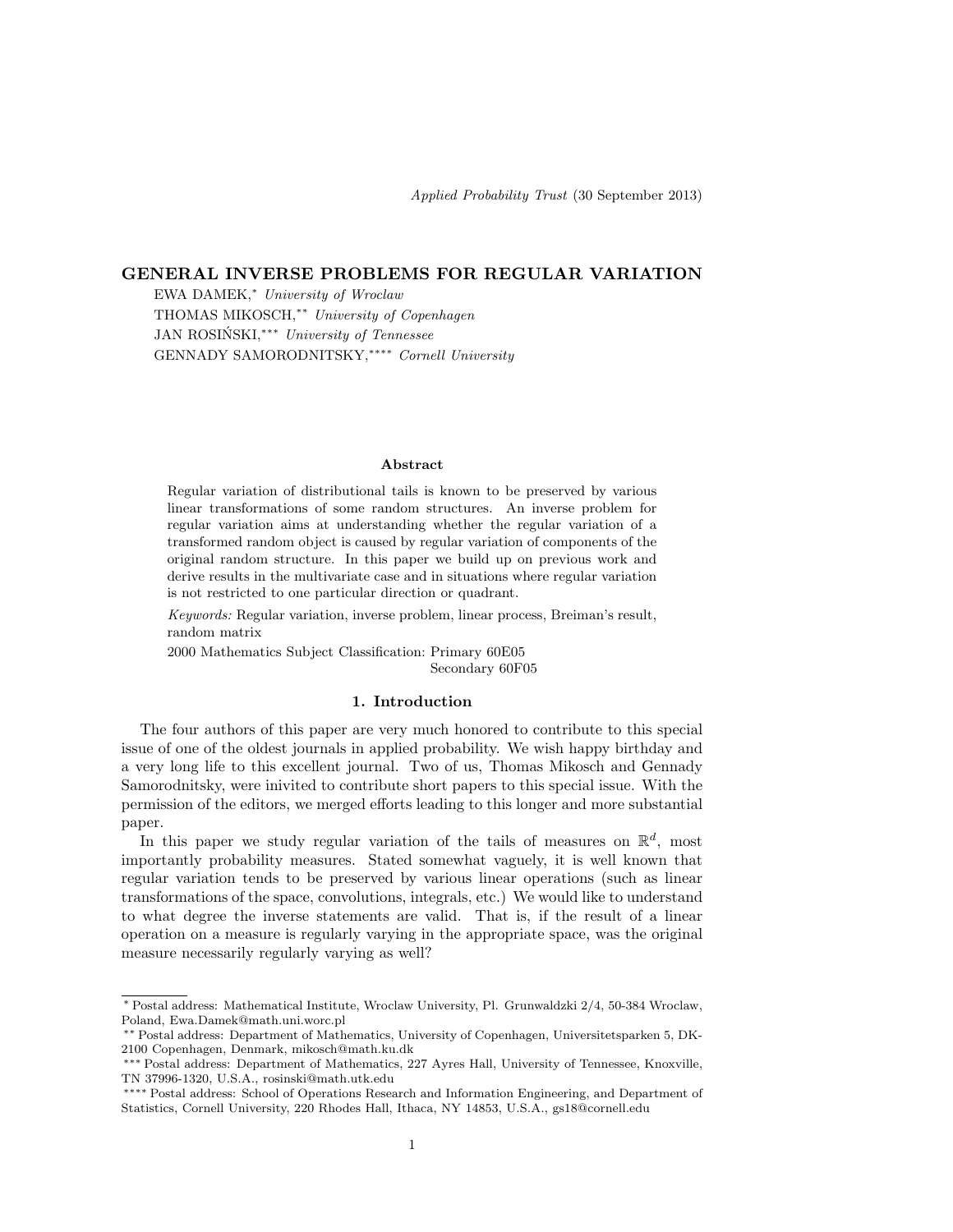Applied Probability Trust (30 September 2013)

# GENERAL INVERSE PROBLEMS FOR REGULAR VARIATION

EWA DAMEK,* *University of Wroclaw*
THOMAS MIKOSCH,** *University of Copenhagen*
JAN ROSIŃSKI,*** *University of Tennessee*
GENNADY SAMORODNITSKY,**** *Cornell University*

### Abstract

Regular variation of distributional tails is known to be preserved by various linear transformations of some random structures. An inverse problem for regular variation aims at understanding whether the regular variation of a transformed random object is caused by regular variation of components of the original random structure. In this paper we build up on previous work and derive results in the multivariate case and in situations where regular variation is not restricted to one particular direction or quadrant.

*Keywords:* Regular variation, inverse problem, linear process, Breiman's result, random matrix

2000 Mathematics Subject Classification: Primary 60E05
Secondary 60F05

## 1. Introduction

The four authors of this paper are very much honored to contribute to this special issue of one of the oldest journals in applied probability. We wish happy birthday and a very long life to this excellent journal. Two of us, Thomas Mikosch and Gennady Samorodnitsky, were inivited to contribute short papers to this special issue. With the permission of the editors, we merged efforts leading to this longer and more substantial paper.

In this paper we study regular variation of the tails of measures on $\mathbb{R}^d$, most importantly probability measures. Stated somewhat vaguely, it is well known that regular variation tends to be preserved by various linear operations (such as linear transformations of the space, convolutions, integrals, etc.) We would like to understand to what degree the inverse statements are valid. That is, if the result of a linear operation on a measure is regularly varying in the appropriate space, was the original measure necessarily regularly varying as well?

---

\* Postal address: Mathematical Institute, Wroclaw University, Pl. Grunwaldzki 2/4, 50-384 Wroclaw, Poland, Ewa.Damek@math.uni.worc.pl

\*\* Postal address: Department of Mathematics, University of Copenhagen, Universitetsparken 5, DK-2100 Copenhagen, Denmark, mikosch@math.ku.dk

\*\*\* Postal address: Department of Mathematics, 227 Ayres Hall, University of Tennessee, Knoxville, TN 37996-1320, U.S.A., rosinski@math.utk.edu

\*\*\*\* Postal address: School of Operations Research and Information Engineering, and Department of Statistics, Cornell University, 220 Rhodes Hall, Ithaca, NY 14853, U.S.A., gs18@cornell.edu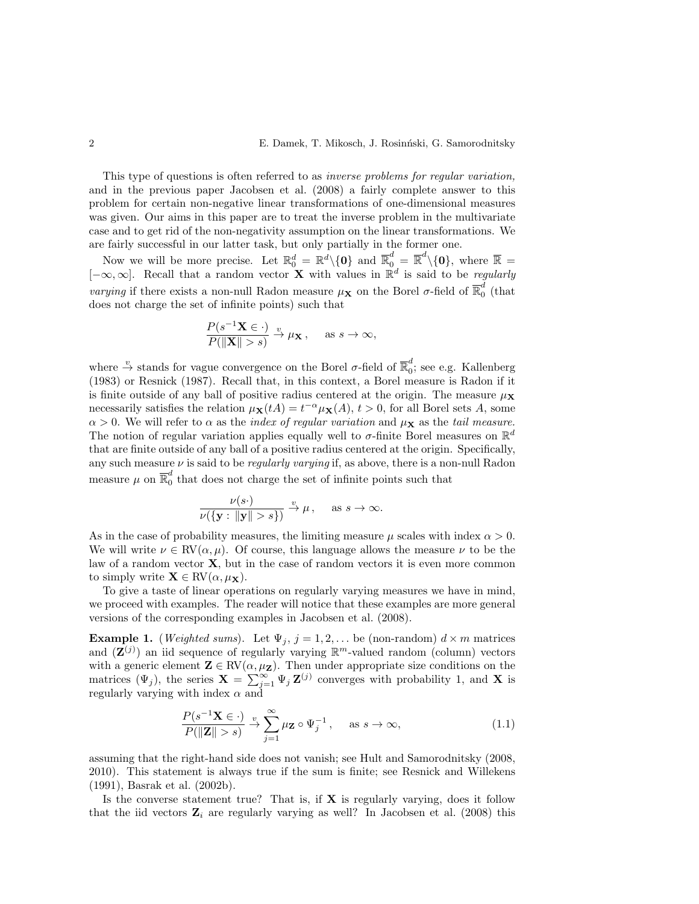This type of questions is often referred to as *inverse problems for regular variation,* and in the previous paper Jacobsen et al. (2008) a fairly complete answer to this problem for certain non-negative linear transformations of one-dimensional measures was given. Our aims in this paper are to treat the inverse problem in the multivariate case and to get rid of the non-negativity assumption on the linear transformations. We are fairly successful in our latter task, but only partially in the former one.

Now we will be more precise. Let $\mathbb{R}_0^d = \mathbb{R}^d \backslash \{\mathbf{0}\}$ and $\overline{\mathbb{R}}_0^d = \overline{\mathbb{R}}^d \backslash \{\mathbf{0}\}$, where $\overline{\mathbb{R}} = [-\infty, \infty]$. Recall that a random vector $\mathbf{X}$ with values in $\mathbb{R}^d$ is said to be *regularly varying* if there exists a non-null Radon measure $\mu_{\mathbf{X}}$ on the Borel $\sigma$-field of $\overline{\mathbb{R}}_0^d$ (that does not charge the set of infinite points) such that

$$\frac{P(s^{-1}\mathbf{X} \in \cdot)}{P(\|\mathbf{X}\| > s)} \xrightarrow{v} \mu_{\mathbf{X}}\,, \quad \text{ as } s \to \infty,$$

where $\xrightarrow{v}$ stands for vague convergence on the Borel $\sigma$-field of $\overline{\mathbb{R}}_0^d$; see e.g. Kallenberg (1983) or Resnick (1987). Recall that, in this context, a Borel measure is Radon if it is finite outside of any ball of positive radius centered at the origin. The measure $\mu_{\mathbf{X}}$ necessarily satisfies the relation $\mu_{\mathbf{X}}(tA) = t^{-\alpha}\mu_{\mathbf{X}}(A)$, $t > 0$, for all Borel sets $A$, some $\alpha > 0$. We will refer to $\alpha$ as the *index of regular variation* and $\mu_{\mathbf{X}}$ as the *tail measure.* The notion of regular variation applies equally well to $\sigma$-finite Borel measures on $\mathbb{R}^d$ that are finite outside of any ball of a positive radius centered at the origin. Specifically, any such measure $\nu$ is said to be *regularly varying* if, as above, there is a non-null Radon measure $\mu$ on $\overline{\mathbb{R}}_0^d$ that does not charge the set of infinite points such that

$$\frac{\nu(s\cdot)}{\nu(\{\mathbf{y} : \|\mathbf{y}\| > s\})} \xrightarrow{v} \mu\,, \quad \text{ as } s \to \infty.$$

As in the case of probability measures, the limiting measure $\mu$ scales with index $\alpha > 0$. We will write $\nu \in \mathrm{RV}(\alpha, \mu)$. Of course, this language allows the measure $\nu$ to be the law of a random vector $\mathbf{X}$, but in the case of random vectors it is even more common to simply write $\mathbf{X} \in \mathrm{RV}(\alpha, \mu_{\mathbf{X}})$.

To give a taste of linear operations on regularly varying measures we have in mind, we proceed with examples. The reader will notice that these examples are more general versions of the corresponding examples in Jacobsen et al. (2008).

**Example 1.** (*Weighted sums*). Let $\Psi_j$, $j = 1, 2, \ldots$ be (non-random) $d \times m$ matrices and $(\mathbf{Z}^{(j)})$ an iid sequence of regularly varying $\mathbb{R}^m$-valued random (column) vectors with a generic element $\mathbf{Z} \in \mathrm{RV}(\alpha, \mu_{\mathbf{Z}})$. Then under appropriate size conditions on the matrices $(\Psi_j)$, the series $\mathbf{X} = \sum_{j=1}^{\infty} \Psi_j\, \mathbf{Z}^{(j)}$ converges with probability 1, and $\mathbf{X}$ is regularly varying with index $\alpha$ and

$$\frac{P(s^{-1}\mathbf{X} \in \cdot)}{P(\|\mathbf{Z}\| > s)} \xrightarrow{v} \sum_{j=1}^{\infty} \mu_{\mathbf{Z}} \circ \Psi_j^{-1}\,, \quad \text{ as } s \to \infty, \tag{1.1}$$

assuming that the right-hand side does not vanish; see Hult and Samorodnitsky (2008, 2010). This statement is always true if the sum is finite; see Resnick and Willekens (1991), Basrak et al. (2002b).

Is the converse statement true? That is, if $\mathbf{X}$ is regularly varying, does it follow that the iid vectors $\mathbf{Z}_i$ are regularly varying as well? In Jacobsen et al. (2008) this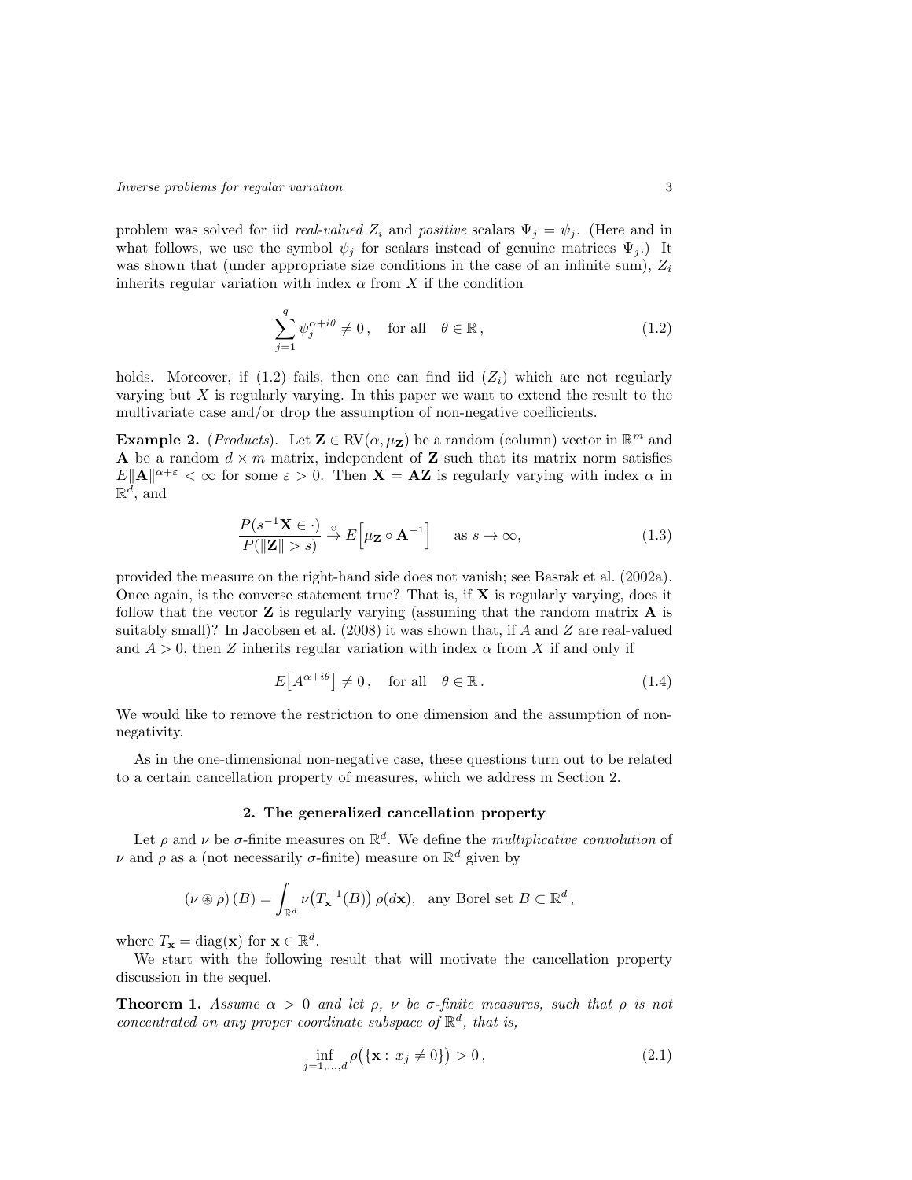problem was solved for iid *real-valued* $Z_i$ and *positive* scalars $\Psi_j = \psi_j$. (Here and in what follows, we use the symbol $\psi_j$ for scalars instead of genuine matrices $\Psi_j$.) It was shown that (under appropriate size conditions in the case of an infinite sum), $Z_i$ inherits regular variation with index $\alpha$ from $X$ if the condition

$$\sum_{j=1}^{q} \psi_j^{\alpha+i\theta} \neq 0\,, \quad \text{for all} \quad \theta \in \mathbb{R}\,, \tag{1.2}$$

holds. Moreover, if (1.2) fails, then one can find iid $(Z_i)$ which are not regularly varying but $X$ is regularly varying. In this paper we want to extend the result to the multivariate case and/or drop the assumption of non-negative coefficients.

**Example 2.** (*Products*). Let $\mathbf{Z} \in \mathrm{RV}(\alpha, \mu_{\mathbf{Z}})$ be a random (column) vector in $\mathbb{R}^m$ and $\mathbf{A}$ be a random $d \times m$ matrix, independent of $\mathbf{Z}$ such that its matrix norm satisfies $E\|\mathbf{A}\|^{\alpha+\varepsilon} < \infty$ for some $\varepsilon > 0$. Then $\mathbf{X} = \mathbf{A}\mathbf{Z}$ is regularly varying with index $\alpha$ in $\mathbb{R}^d$, and

$$\frac{P(s^{-1}\mathbf{X} \in \cdot)}{P(\|\mathbf{Z}\| > s)} \xrightarrow{v} E\Big[\mu_{\mathbf{Z}} \circ \mathbf{A}^{-1}\Big] \qquad \text{as } s \to \infty, \tag{1.3}$$

provided the measure on the right-hand side does not vanish; see Basrak et al. (2002a). Once again, is the converse statement true? That is, if $\mathbf{X}$ is regularly varying, does it follow that the vector $\mathbf{Z}$ is regularly varying (assuming that the random matrix $\mathbf{A}$ is suitably small)? In Jacobsen et al. (2008) it was shown that, if $A$ and $Z$ are real-valued and $A > 0$, then $Z$ inherits regular variation with index $\alpha$ from $X$ if and only if

$$E\big[A^{\alpha+i\theta}\big] \neq 0\,, \quad \text{for all} \quad \theta \in \mathbb{R}\,. \tag{1.4}$$

We would like to remove the restriction to one dimension and the assumption of non-negativity.

As in the one-dimensional non-negative case, these questions turn out to be related to a certain cancellation property of measures, which we address in Section 2.

## 2. The generalized cancellation property

Let $\rho$ and $\nu$ be $\sigma$-finite measures on $\mathbb{R}^d$. We define the *multiplicative convolution* of $\nu$ and $\rho$ as a (not necessarily $\sigma$-finite) measure on $\mathbb{R}^d$ given by

$$(\nu \circledast \rho)\,(B) = \int_{\mathbb{R}^d} \nu\big(T_{\mathbf{x}}^{-1}(B)\big)\,\rho(d\mathbf{x}), \quad \text{any Borel set } B \subset \mathbb{R}^d\,,$$

where $T_{\mathbf{x}} = \mathrm{diag}(\mathbf{x})$ for $\mathbf{x} \in \mathbb{R}^d$.

We start with the following result that will motivate the cancellation property discussion in the sequel.

**Theorem 1.** *Assume $\alpha > 0$ and let $\rho$, $\nu$ be $\sigma$-finite measures, such that $\rho$ is not concentrated on any proper coordinate subspace of $\mathbb{R}^d$, that is,*

$$\inf_{j=1,\ldots,d} \rho\big(\{\mathbf{x} : x_j \neq 0\}\big) > 0\,, \tag{2.1}$$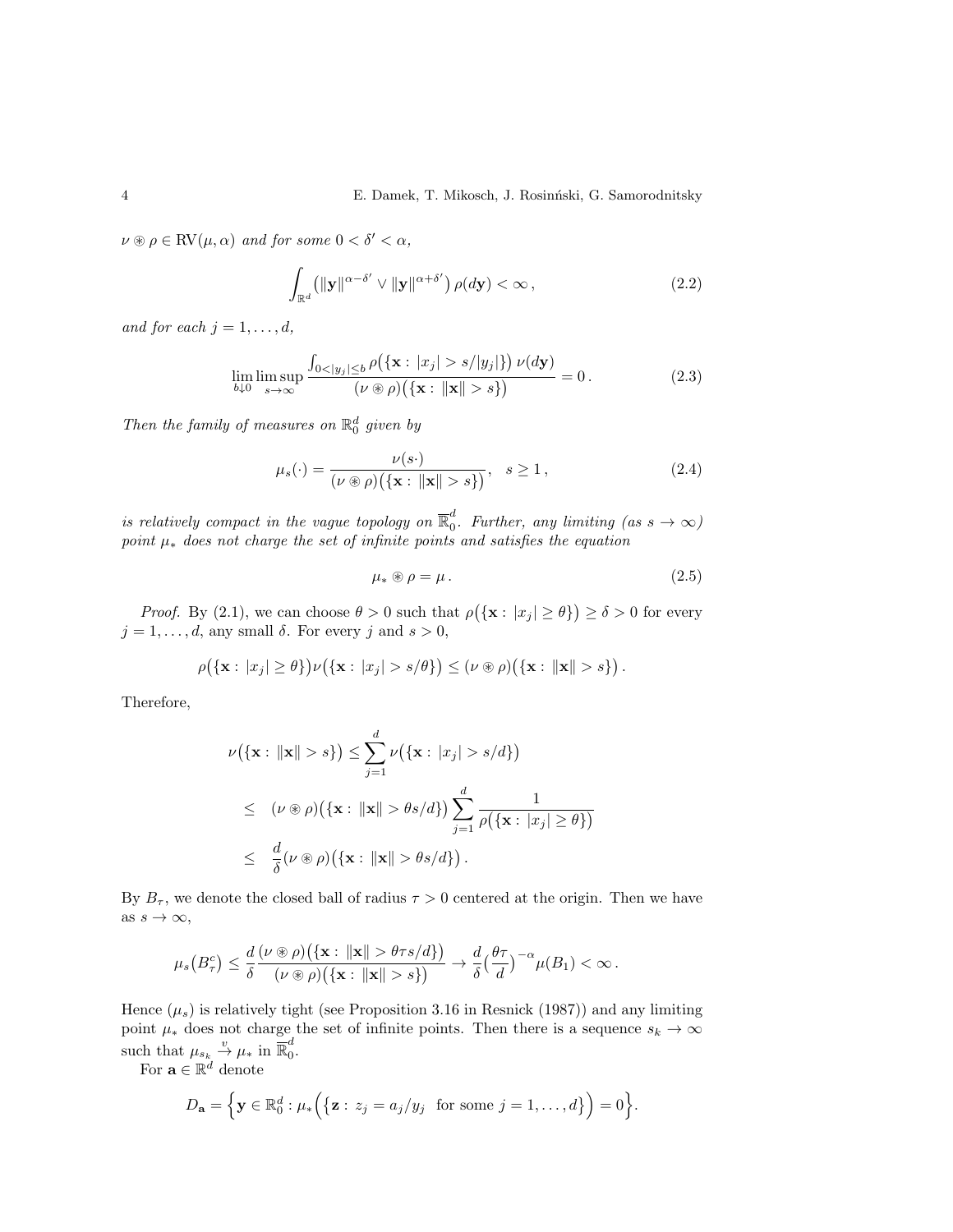$\nu \circledast \rho \in \mathrm{RV}(\mu, \alpha)$ *and for some* $0 < \delta' < \alpha$,

$$\int_{\mathbb{R}^d} \big( \|\mathbf{y}\|^{\alpha - \delta'} \vee \|\mathbf{y}\|^{\alpha + \delta'} \big)\, \rho(d\mathbf{y}) < \infty \,, \tag{2.2}$$

*and for each* $j = 1, \ldots, d$,

$$\lim_{b \downarrow 0} \limsup_{s \to \infty} \frac{\int_{0 < |y_j| \le b} \rho\big(\{\mathbf{x} : \, |x_j| > s/|y_j|\}\big)\, \nu(d\mathbf{y})}{(\nu \circledast \rho)\big(\{\mathbf{x} : \, \|\mathbf{x}\| > s\}\big)} = 0 \,. \tag{2.3}$$

*Then the family of measures on* $\mathbb{R}_0^d$ *given by*

$$\mu_s(\cdot) = \frac{\nu(s \cdot)}{(\nu \circledast \rho)\big(\{\mathbf{x} : \, \|\mathbf{x}\| > s\}\big)}, \quad s \ge 1 \,, \tag{2.4}$$

*is relatively compact in the vague topology on* $\overline{\mathbb{R}}_0^d$. *Further, any limiting (as* $s \to \infty$*) point* $\mu_*$ *does not charge the set of infinite points and satisfies the equation*

$$\mu_* \circledast \rho = \mu \,. \tag{2.5}$$

*Proof.* By (2.1), we can choose $\theta > 0$ such that $\rho\big(\{\mathbf{x} : \, |x_j| \ge \theta\}\big) \ge \delta > 0$ for every $j = 1, \ldots, d$, any small $\delta$. For every $j$ and $s > 0$,

$$\rho\big(\{\mathbf{x} : \, |x_j| \ge \theta\}\big) \nu\big(\{\mathbf{x} : \, |x_j| > s/\theta\}\big) \le (\nu \circledast \rho)\big(\{\mathbf{x} : \, \|\mathbf{x}\| > s\}\big) \,.$$

Therefore,

$$\begin{aligned}
\nu\big(\{\mathbf{x} : \, \|\mathbf{x}\| > s\}\big) &\le \sum_{j=1}^{d} \nu\big(\{\mathbf{x} : \, |x_j| > s/d\}\big) \\
&\le \quad (\nu \circledast \rho)\big(\{\mathbf{x} : \, \|\mathbf{x}\| > \theta s/d\}\big) \sum_{j=1}^{d} \frac{1}{\rho\big(\{\mathbf{x} : \, |x_j| \ge \theta\}\big)} \\
&\le \quad \frac{d}{\delta} (\nu \circledast \rho)\big(\{\mathbf{x} : \, \|\mathbf{x}\| > \theta s/d\}\big) \,.
\end{aligned}$$

By $B_\tau$, we denote the closed ball of radius $\tau > 0$ centered at the origin. Then we have as $s \to \infty$,

$$\mu_s\big(B_\tau^c\big) \le \frac{d}{\delta} \frac{(\nu \circledast \rho)\big(\{\mathbf{x} : \, \|\mathbf{x}\| > \theta \tau s/d\}\big)}{(\nu \circledast \rho)\big(\{\mathbf{x} : \, \|\mathbf{x}\| > s\}\big)} \to \frac{d}{\delta} \Big(\frac{\theta \tau}{d}\Big)^{-\alpha} \mu(B_1) < \infty \,.$$

Hence $(\mu_s)$ is relatively tight (see Proposition 3.16 in Resnick (1987)) and any limiting point $\mu_*$ does not charge the set of infinite points. Then there is a sequence $s_k \to \infty$ such that $\mu_{s_k} \stackrel{v}{\to} \mu_*$ in $\overline{\mathbb{R}}_0^d$.

For $\mathbf{a} \in \mathbb{R}^d$ denote

$$D_{\mathbf{a}} = \Big\{ \mathbf{y} \in \mathbb{R}_0^d : \mu_* \Big( \big\{ \mathbf{z} : \, z_j = a_j / y_j \ \text{ for some } j = 1, \ldots, d \big\} \Big) = 0 \Big\}.$$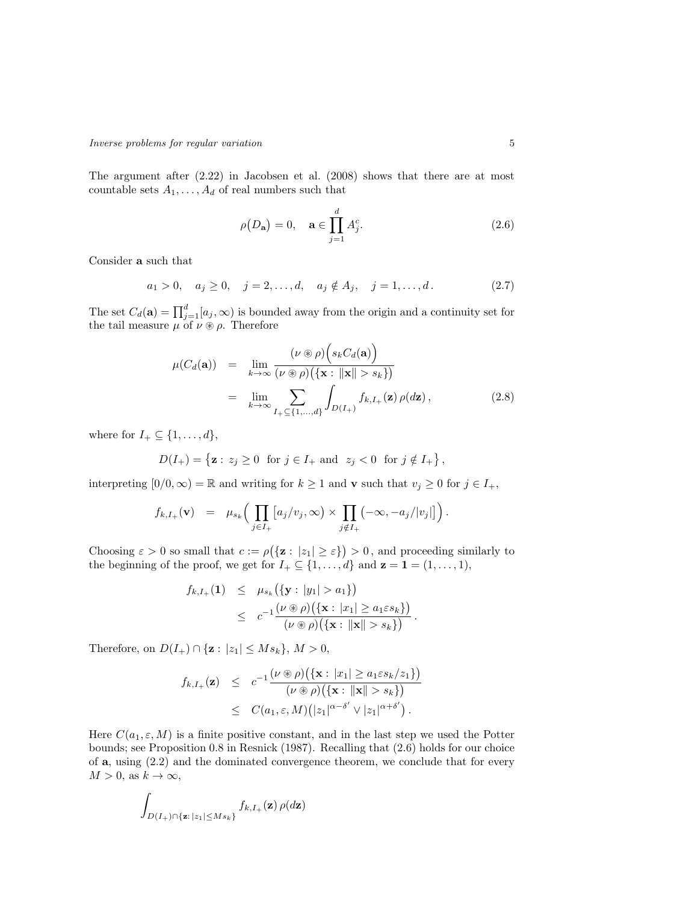The argument after (2.22) in Jacobsen et al. (2008) shows that there are at most countable sets $A_1, \ldots, A_d$ of real numbers such that

$$\rho\big(D_{\mathbf{a}}\big) = 0, \quad \mathbf{a} \in \prod_{j=1}^{d} A_j^c. \tag{2.6}$$

Consider $\mathbf{a}$ such that

$$a_1 > 0, \quad a_j \geq 0, \quad j = 2, \ldots, d, \quad a_j \notin A_j, \quad j = 1, \ldots, d\,. \tag{2.7}$$

The set $C_d(\mathbf{a}) = \prod_{j=1}^{d} [a_j, \infty)$ is bounded away from the origin and a continuity set for the tail measure $\mu$ of $\nu \circledast \rho$. Therefore

$$\begin{aligned}
\mu(C_d(\mathbf{a})) &= \lim_{k\to\infty} \frac{(\nu \circledast \rho)\Big(s_k C_d(\mathbf{a})\Big)}{(\nu \circledast \rho)\big(\{\mathbf{x}:\, \|\mathbf{x}\| > s_k\}\big)} \\
&= \lim_{k\to\infty} \sum_{I_+ \subseteq \{1,\ldots,d\}} \int_{D(I_+)} f_{k,I_+}(\mathbf{z})\, \rho(d\mathbf{z})\,, 
\end{aligned} \tag{2.8}$$

where for $I_+ \subseteq \{1, \ldots, d\}$,

$$D(I_+) = \big\{\mathbf{z}:\, z_j \geq 0 \ \text{ for } j \in I_+ \text{ and } \ z_j < 0 \ \text{ for } j \notin I_+\big\}\,,$$

interpreting $[0/0, \infty) = \mathbb{R}$ and writing for $k \geq 1$ and $\mathbf{v}$ such that $v_j \geq 0$ for $j \in I_+$,

$$f_{k,I_+}(\mathbf{v}) \;=\; \mu_{s_k}\Big(\prod_{j\in I_+} \big[a_j/v_j, \infty\big) \times \prod_{j\notin I_+} \big(-\infty, -a_j/|v_j|\big]\Big)\,.$$

Choosing $\varepsilon > 0$ so small that $c := \rho\big(\{\mathbf{z}:\, |z_1| \geq \varepsilon\}\big) > 0$, and proceeding similarly to the beginning of the proof, we get for $I_+ \subseteq \{1, \ldots, d\}$ and $\mathbf{z} = \mathbf{1} = (1, \ldots, 1)$,

$$\begin{aligned}
f_{k,I_+}(\mathbf{1}) &\leq \mu_{s_k}\big(\{\mathbf{y}:\, |y_1| > a_1\}\big) \\
&\leq c^{-1} \frac{(\nu \circledast \rho)\big(\{\mathbf{x}:\, |x_1| \geq a_1 \varepsilon s_k\}\big)}{(\nu \circledast \rho)\big(\{\mathbf{x}:\, \|\mathbf{x}\| > s_k\}\big)}\,.
\end{aligned}$$

Therefore, on $D(I_+) \cap \{\mathbf{z}:\, |z_1| \leq M s_k\}$, $M > 0$,

$$\begin{aligned}
f_{k,I_+}(\mathbf{z}) &\leq c^{-1} \frac{(\nu \circledast \rho)\big(\{\mathbf{x}:\, |x_1| \geq a_1 \varepsilon s_k / z_1\}\big)}{(\nu \circledast \rho)\big(\{\mathbf{x}:\, \|\mathbf{x}\| > s_k\}\big)} \\
&\leq C(a_1, \varepsilon, M)\big(|z_1|^{\alpha-\delta'} \vee |z_1|^{\alpha+\delta'}\big)\,.
\end{aligned}$$

Here $C(a_1, \varepsilon, M)$ is a finite positive constant, and in the last step we used the Potter bounds; see Proposition 0.8 in Resnick (1987). Recalling that (2.6) holds for our choice of $\mathbf{a}$, using (2.2) and the dominated convergence theorem, we conclude that for every $M > 0$, as $k \to \infty$,

$$\int_{D(I_+)\cap\{\mathbf{z}:\, |z_1| \leq M s_k\}} f_{k,I_+}(\mathbf{z})\, \rho(d\mathbf{z})$$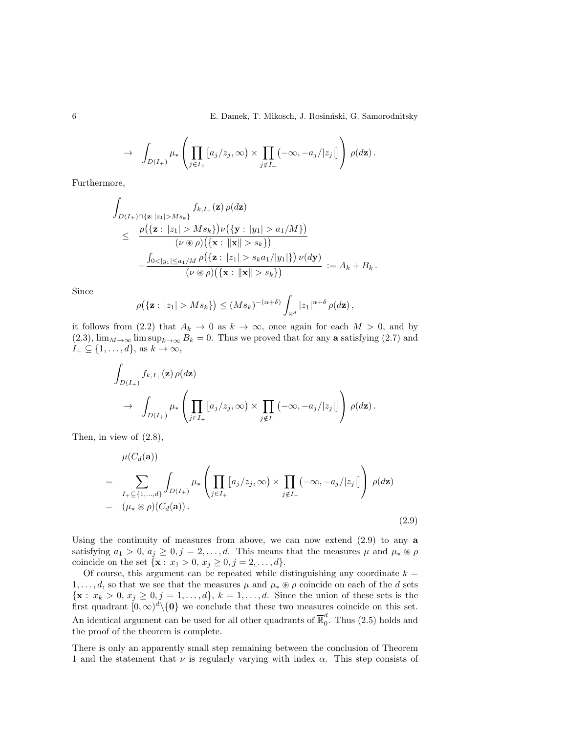$$
\to \int_{D(I_+)} \mu_* \left( \prod_{j \in I_+} \big[a_j/z_j, \infty\big) \times \prod_{j \notin I_+} \big(-\infty, -a_j/|z_j|\big] \right) \rho(d\mathbf{z}) \,.
$$

Furthermore,

$$
\begin{aligned}
&\int_{D(I_+)\cap\{\mathbf{z}:\,|z_1|>Ms_k\}} f_{k,I_+}(\mathbf{z})\, \rho(d\mathbf{z}) \\
&\quad \le \frac{\rho\big(\{\mathbf{z}:\,|z_1|>Ms_k\}\big)\nu\big(\{\mathbf{y}:\,|y_1|>a_1/M\}\big)}{(\nu \circledast \rho)\big(\{\mathbf{x}:\,\|\mathbf{x}\|>s_k\}\big)} \\
&\qquad + \frac{\int_{0<|y_1|\le a_1/M} \rho\big(\{\mathbf{z}:\,|z_1|>s_k a_1/|y_1|\}\big)\,\nu(d\mathbf{y})}{(\nu \circledast \rho)\big(\{\mathbf{x}:\,\|\mathbf{x}\|>s_k\}\big)} := A_k + B_k \,.
\end{aligned}
$$

Since

$$
\rho\big(\{\mathbf{z}:\,|z_1|>Ms_k\}\big) \le (Ms_k)^{-(\alpha+\delta)} \int_{\mathbb{R}^d} |z_1|^{\alpha+\delta}\, \rho(d\mathbf{z}) \,,
$$

it follows from (2.2) that $A_k \to 0$ as $k \to \infty$, once again for each $M > 0$, and by (2.3), $\lim_{M\to\infty}\limsup_{k\to\infty} B_k = 0$. Thus we proved that for any $\mathbf{a}$ satisfying (2.7) and $I_+ \subseteq \{1,\ldots,d\}$, as $k \to \infty$,

$$
\begin{aligned}
&\int_{D(I_+)} f_{k,I_+}(\mathbf{z})\, \rho(d\mathbf{z}) \\
&\quad \to \int_{D(I_+)} \mu_* \left( \prod_{j \in I_+} \big[a_j/z_j, \infty\big) \times \prod_{j \notin I_+} \big(-\infty, -a_j/|z_j|\big] \right) \rho(d\mathbf{z}) \,.
\end{aligned}
$$

Then, in view of (2.8),

$$
\begin{aligned}
&\mu(C_d(\mathbf{a})) \\
&= \sum_{I_+\subseteq\{1,\ldots,d\}} \int_{D(I_+)} \mu_* \left( \prod_{j \in I_+} \big[a_j/z_j, \infty\big) \times \prod_{j \notin I_+} \big(-\infty, -a_j/|z_j|\big] \right) \rho(d\mathbf{z}) \\
&= (\mu_* \circledast \rho)(C_d(\mathbf{a})) \,.
\end{aligned}
\tag{2.9}
$$

Using the continuity of measures from above, we can now extend (2.9) to any $\mathbf{a}$ satisfying $a_1 > 0$, $a_j \ge 0, j = 2,\ldots,d$. This means that the measures $\mu$ and $\mu_* \circledast \rho$ coincide on the set $\{\mathbf{x}:\, x_1 > 0,\, x_j \ge 0, j = 2,\ldots,d\}$.

Of course, this argument can be repeated while distinguishing any coordinate $k = 1,\ldots,d$, so that we see that the measures $\mu$ and $\mu_* \circledast \rho$ coincide on each of the $d$ sets $\{\mathbf{x}:\, x_k > 0,\, x_j \ge 0, j = 1,\ldots,d\}$, $k = 1,\ldots,d$. Since the union of these sets is the first quadrant $[0,\infty)^d \backslash \{\mathbf{0}\}$ we conclude that these two measures coincide on this set. An identical argument can be used for all other quadrants of $\overline{\mathbb{R}}^d_0$. Thus (2.5) holds and the proof of the theorem is complete.

There is only an apparently small step remaining between the conclusion of Theorem 1 and the statement that $\nu$ is regularly varying with index $\alpha$. This step consists of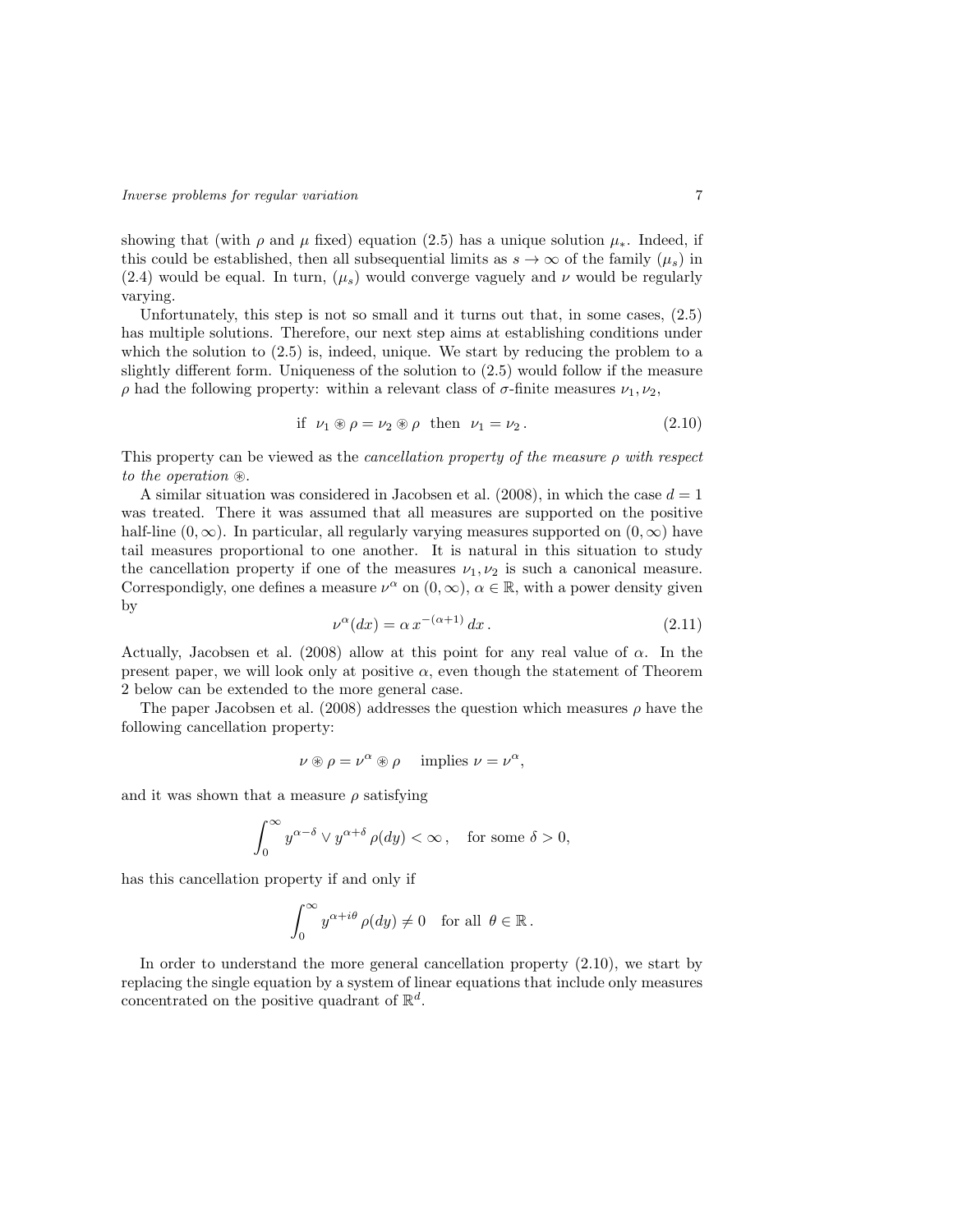showing that (with $\rho$ and $\mu$ fixed) equation (2.5) has a unique solution $\mu_*$. Indeed, if this could be established, then all subsequential limits as $s \to \infty$ of the family $(\mu_s)$ in (2.4) would be equal. In turn, $(\mu_s)$ would converge vaguely and $\nu$ would be regularly varying.

Unfortunately, this step is not so small and it turns out that, in some cases, (2.5) has multiple solutions. Therefore, our next step aims at establishing conditions under which the solution to (2.5) is, indeed, unique. We start by reducing the problem to a slightly different form. Uniqueness of the solution to (2.5) would follow if the measure $\rho$ had the following property: within a relevant class of $\sigma$-finite measures $\nu_1, \nu_2$,

$$\text{if } \ \nu_1 \circledast \rho = \nu_2 \circledast \rho \ \text{ then } \ \nu_1 = \nu_2 \,. \tag{2.10}$$

This property can be viewed as the *cancellation property of the measure $\rho$ with respect to the operation $\circledast$*.

A similar situation was considered in Jacobsen et al. (2008), in which the case $d = 1$ was treated. There it was assumed that all measures are supported on the positive half-line $(0, \infty)$. In particular, all regularly varying measures supported on $(0, \infty)$ have tail measures proportional to one another. It is natural in this situation to study the cancellation property if one of the measures $\nu_1, \nu_2$ is such a canonical measure. Correspondigly, one defines a measure $\nu^\alpha$ on $(0, \infty)$, $\alpha \in \mathbb{R}$, with a power density given by

$$\nu^\alpha(dx) = \alpha \, x^{-(\alpha+1)} \, dx \,. \tag{2.11}$$

Actually, Jacobsen et al. (2008) allow at this point for any real value of $\alpha$. In the present paper, we will look only at positive $\alpha$, even though the statement of Theorem 2 below can be extended to the more general case.

The paper Jacobsen et al. (2008) addresses the question which measures $\rho$ have the following cancellation property:

$$\nu \circledast \rho = \nu^\alpha \circledast \rho \quad \text{ implies } \nu = \nu^\alpha ,$$

and it was shown that a measure $\rho$ satisfying

$$\int_0^\infty y^{\alpha-\delta} \vee y^{\alpha+\delta} \, \rho(dy) < \infty \,, \quad \text{for some } \delta > 0,$$

has this cancellation property if and only if

$$\int_0^\infty y^{\alpha+i\theta} \, \rho(dy) \neq 0 \quad \text{for all } \ \theta \in \mathbb{R} \,.$$

In order to understand the more general cancellation property (2.10), we start by replacing the single equation by a system of linear equations that include only measures concentrated on the positive quadrant of $\mathbb{R}^d$.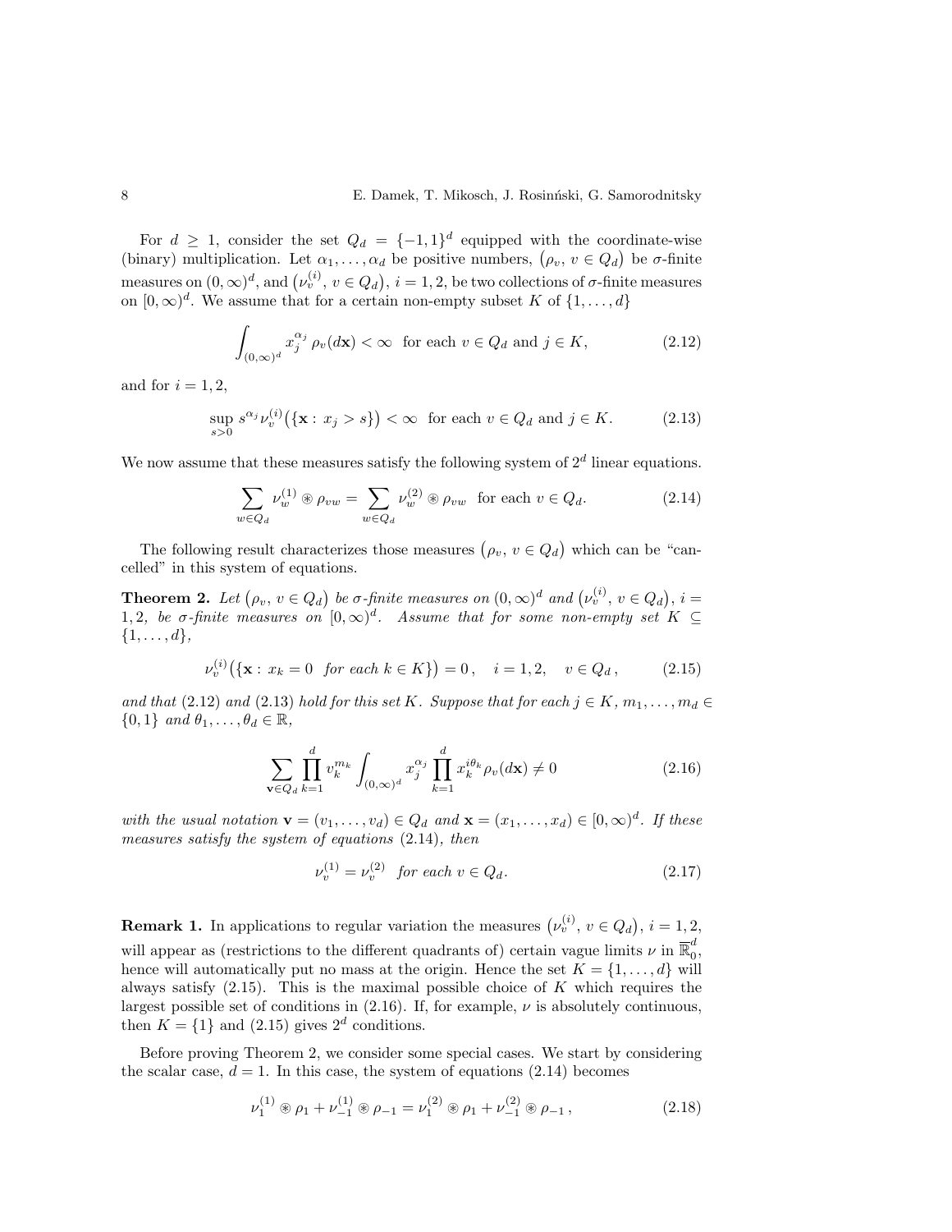For $d \geq 1$, consider the set $Q_d = \{-1, 1\}^d$ equipped with the coordinate-wise (binary) multiplication. Let $\alpha_1, \ldots, \alpha_d$ be positive numbers, $\big(\rho_v,\, v \in Q_d\big)$ be $\sigma$-finite measures on $(0,\infty)^d$, and $\big(\nu_v^{(i)},\, v \in Q_d\big)$, $i = 1, 2$, be two collections of $\sigma$-finite measures on $[0,\infty)^d$. We assume that for a certain non-empty subset $K$ of $\{1, \ldots, d\}$

$$\int_{(0,\infty)^d} x_j^{\alpha_j}\, \rho_v(d\mathbf{x}) < \infty \quad \text{for each } v \in Q_d \text{ and } j \in K, \tag{2.12}$$

and for $i = 1, 2$,

$$\sup_{s>0} s^{\alpha_j} \nu_v^{(i)}\big(\{\mathbf{x} :\, x_j > s\}\big) < \infty \quad \text{for each } v \in Q_d \text{ and } j \in K. \tag{2.13}$$

We now assume that these measures satisfy the following system of $2^d$ linear equations.

$$\sum_{w \in Q_d} \nu_w^{(1)} \circledast \rho_{vw} = \sum_{w \in Q_d} \nu_w^{(2)} \circledast \rho_{vw} \quad \text{for each } v \in Q_d. \tag{2.14}$$

The following result characterizes those measures $\big(\rho_v,\, v \in Q_d\big)$ which can be "cancelled" in this system of equations.

**Theorem 2.** *Let $\big(\rho_v,\, v \in Q_d\big)$ be $\sigma$-finite measures on $(0,\infty)^d$ and $\big(\nu_v^{(i)},\, v \in Q_d\big)$, $i = 1, 2$, be $\sigma$-finite measures on $[0,\infty)^d$. Assume that for some non-empty set $K \subseteq \{1, \ldots, d\}$,*

$$\nu_v^{(i)}\big(\{\mathbf{x} :\, x_k = 0 \ \text{ for each } k \in K\}\big) = 0\,, \quad i = 1, 2, \quad v \in Q_d\,, \tag{2.15}$$

*and that (2.12) and (2.13) hold for this set $K$. Suppose that for each $j \in K$, $m_1, \ldots, m_d \in \{0, 1\}$ and $\theta_1, \ldots, \theta_d \in \mathbb{R}$,*

$$\sum_{\mathbf{v} \in Q_d} \prod_{k=1}^d v_k^{m_k} \int_{(0,\infty)^d} x_j^{\alpha_j} \prod_{k=1}^d x_k^{i\theta_k} \rho_v(d\mathbf{x}) \neq 0 \tag{2.16}$$

*with the usual notation $\mathbf{v} = (v_1, \ldots, v_d) \in Q_d$ and $\mathbf{x} = (x_1, \ldots, x_d) \in [0,\infty)^d$. If these measures satisfy the system of equations (2.14), then*

$$\nu_v^{(1)} = \nu_v^{(2)} \quad \text{for each } v \in Q_d. \tag{2.17}$$

**Remark 1.** In applications to regular variation the measures $\big(\nu_v^{(i)},\, v \in Q_d\big)$, $i = 1, 2$, will appear as (restrictions to the different quadrants of) certain vague limits $\nu$ in $\overline{\mathbb{R}}_0^d$, hence will automatically put no mass at the origin. Hence the set $K = \{1, \ldots, d\}$ will always satisfy (2.15). This is the maximal possible choice of $K$ which requires the largest possible set of conditions in (2.16). If, for example, $\nu$ is absolutely continuous, then $K = \{1\}$ and (2.15) gives $2^d$ conditions.

Before proving Theorem 2, we consider some special cases. We start by considering the scalar case, $d = 1$. In this case, the system of equations (2.14) becomes

$$\nu_1^{(1)} \circledast \rho_1 + \nu_{-1}^{(1)} \circledast \rho_{-1} = \nu_1^{(2)} \circledast \rho_1 + \nu_{-1}^{(2)} \circledast \rho_{-1}\,, \tag{2.18}$$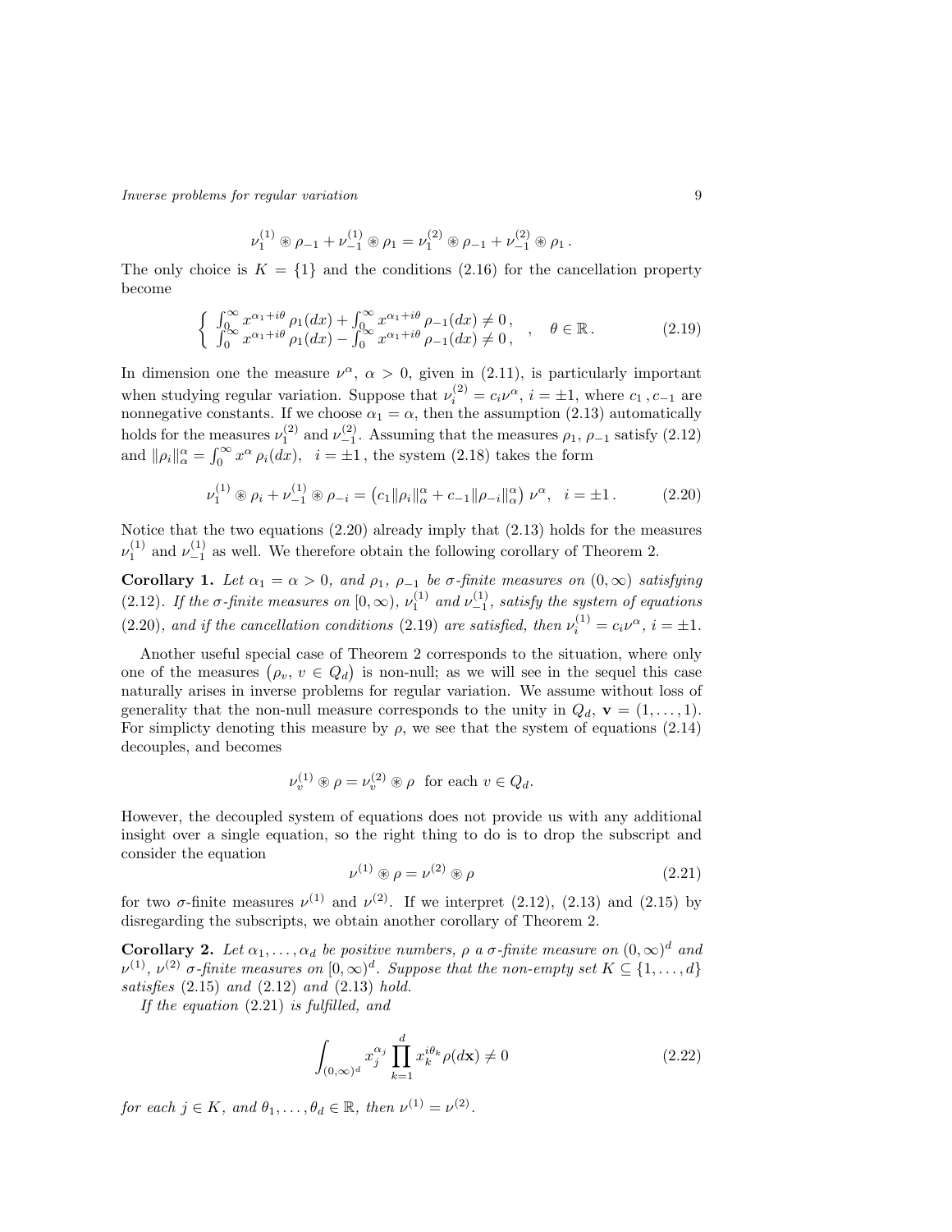$$\nu_1^{(1)} \circledast \rho_{-1} + \nu_{-1}^{(1)} \circledast \rho_1 = \nu_1^{(2)} \circledast \rho_{-1} + \nu_{-1}^{(2)} \circledast \rho_1 \,.$$

The only choice is $K = \{1\}$ and the conditions (2.16) for the cancellation property become

$$\left\{ \begin{array}{l} \int_0^\infty x^{\alpha_1 + i\theta}\, \rho_1(dx) + \int_0^\infty x^{\alpha_1 + i\theta}\, \rho_{-1}(dx) \neq 0\,, \\ \int_0^\infty x^{\alpha_1 + i\theta}\, \rho_1(dx) - \int_0^\infty x^{\alpha_1 + i\theta}\, \rho_{-1}(dx) \neq 0\,, \end{array} \right. , \quad \theta \in \mathbb{R}\,. \tag{2.19}$$

In dimension one the measure $\nu^\alpha$, $\alpha > 0$, given in (2.11), is particularly important when studying regular variation. Suppose that $\nu_i^{(2)} = c_i \nu^\alpha$, $i = \pm 1$, where $c_1\,, c_{-1}$ are nonnegative constants. If we choose $\alpha_1 = \alpha$, then the assumption (2.13) automatically holds for the measures $\nu_1^{(2)}$ and $\nu_{-1}^{(2)}$. Assuming that the measures $\rho_1$, $\rho_{-1}$ satisfy (2.12) and $\|\rho_i\|_\alpha^\alpha = \int_0^\infty x^\alpha\, \rho_i(dx)$, $\;i = \pm 1$, the system (2.18) takes the form

$$\nu_1^{(1)} \circledast \rho_i + \nu_{-1}^{(1)} \circledast \rho_{-i} = \left( c_1 \|\rho_i\|_\alpha^\alpha + c_{-1} \|\rho_{-i}\|_\alpha^\alpha \right) \nu^\alpha, \quad i = \pm 1\,. \tag{2.20}$$

Notice that the two equations (2.20) already imply that (2.13) holds for the measures $\nu_1^{(1)}$ and $\nu_{-1}^{(1)}$ as well. We therefore obtain the following corollary of Theorem 2.

**Corollary 1.** *Let $\alpha_1 = \alpha > 0$, and $\rho_1$, $\rho_{-1}$ be $\sigma$-finite measures on $(0, \infty)$ satisfying (2.12). If the $\sigma$-finite measures on $[0, \infty)$, $\nu_1^{(1)}$ and $\nu_{-1}^{(1)}$, satisfy the system of equations (2.20), and if the cancellation conditions (2.19) are satisfied, then $\nu_i^{(1)} = c_i \nu^\alpha$, $i = \pm 1$.*

Another useful special case of Theorem 2 corresponds to the situation, where only one of the measures $\left(\rho_v,\, v \in Q_d\right)$ is non-null; as we will see in the sequel this case naturally arises in inverse problems for regular variation. We assume without loss of generality that the non-null measure corresponds to the unity in $Q_d$, $\mathbf{v} = (1, \ldots, 1)$. For simplicty denoting this measure by $\rho$, we see that the system of equations (2.14) decouples, and becomes

$$\nu_v^{(1)} \circledast \rho = \nu_v^{(2)} \circledast \rho \;\text{ for each } v \in Q_d.$$

However, the decoupled system of equations does not provide us with any additional insight over a single equation, so the right thing to do is to drop the subscript and consider the equation

$$\nu^{(1)} \circledast \rho = \nu^{(2)} \circledast \rho \tag{2.21}$$

for two $\sigma$-finite measures $\nu^{(1)}$ and $\nu^{(2)}$. If we interpret (2.12), (2.13) and (2.15) by disregarding the subscripts, we obtain another corollary of Theorem 2.

**Corollary 2.** *Let $\alpha_1, \ldots, \alpha_d$ be positive numbers, $\rho$ a $\sigma$-finite measure on $(0, \infty)^d$ and $\nu^{(1)}$, $\nu^{(2)}$ $\sigma$-finite measures on $[0, \infty)^d$. Suppose that the non-empty set $K \subseteq \{1, \ldots, d\}$ satisfies (2.15) and (2.12) and (2.13) hold.*

*If the equation (2.21) is fulfilled, and*

$$\int_{(0,\infty)^d} x_j^{\alpha_j} \prod_{k=1}^d x_k^{i\theta_k} \rho(d\mathbf{x}) \neq 0 \tag{2.22}$$

*for each $j \in K$, and $\theta_1, \ldots, \theta_d \in \mathbb{R}$, then $\nu^{(1)} = \nu^{(2)}$.*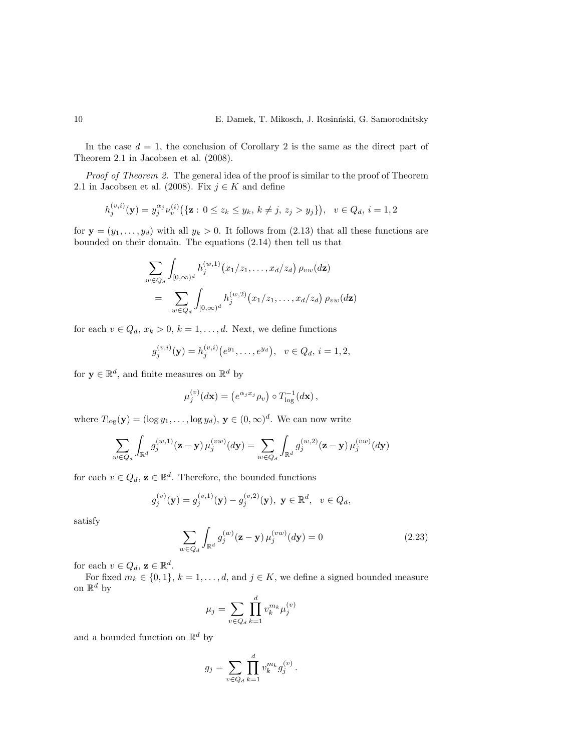In the case $d = 1$, the conclusion of Corollary 2 is the same as the direct part of Theorem 2.1 in Jacobsen et al. (2008).

*Proof of Theorem 2.* The general idea of the proof is similar to the proof of Theorem 2.1 in Jacobsen et al. (2008). Fix $j \in K$ and define

$$h_j^{(v,i)}(\mathbf{y}) = y_j^{\alpha_j} \nu_v^{(i)}\big(\{\mathbf{z} : 0 \le z_k \le y_k,\, k \ne j,\, z_j > y_j\}\big), \quad v \in Q_d,\ i = 1, 2$$

for $\mathbf{y} = (y_1, \ldots, y_d)$ with all $y_k > 0$. It follows from (2.13) that all these functions are bounded on their domain. The equations (2.14) then tell us that

$$\sum_{w \in Q_d} \int_{[0,\infty)^d} h_j^{(w,1)}\big(x_1/z_1, \ldots, x_d/z_d\big)\, \rho_{vw}(d\mathbf{z}) = \sum_{w \in Q_d} \int_{[0,\infty)^d} h_j^{(w,2)}\big(x_1/z_1, \ldots, x_d/z_d\big)\, \rho_{vw}(d\mathbf{z})$$

for each $v \in Q_d$, $x_k > 0$, $k = 1, \ldots, d$. Next, we define functions

$$g_j^{(v,i)}(\mathbf{y}) = h_j^{(v,i)}\big(e^{y_1}, \ldots, e^{y_d}\big), \quad v \in Q_d,\ i = 1, 2,$$

for $\mathbf{y} \in \mathbb{R}^d$, and finite measures on $\mathbb{R}^d$ by

$$\mu_j^{(v)}(d\mathbf{x}) = \big(e^{\alpha_j x_j} \rho_v\big) \circ T_{\log}^{-1}(d\mathbf{x}),$$

where $T_{\log}(\mathbf{y}) = (\log y_1, \ldots, \log y_d)$, $\mathbf{y} \in (0,\infty)^d$. We can now write

$$\sum_{w \in Q_d} \int_{\mathbb{R}^d} g_j^{(w,1)}(\mathbf{z} - \mathbf{y})\, \mu_j^{(vw)}(d\mathbf{y}) = \sum_{w \in Q_d} \int_{\mathbb{R}^d} g_j^{(w,2)}(\mathbf{z} - \mathbf{y})\, \mu_j^{(vw)}(d\mathbf{y})$$

for each $v \in Q_d$, $\mathbf{z} \in \mathbb{R}^d$. Therefore, the bounded functions

$$g_j^{(v)}(\mathbf{y}) = g_j^{(v,1)}(\mathbf{y}) - g_j^{(v,2)}(\mathbf{y}),\ \mathbf{y} \in \mathbb{R}^d, \quad v \in Q_d,$$

satisfy

$$\sum_{w \in Q_d} \int_{\mathbb{R}^d} g_j^{(w)}(\mathbf{z} - \mathbf{y})\, \mu_j^{(vw)}(d\mathbf{y}) = 0 \tag{2.23}$$

for each $v \in Q_d$, $\mathbf{z} \in \mathbb{R}^d$.

For fixed $m_k \in \{0, 1\}$, $k = 1, \ldots, d$, and $j \in K$, we define a signed bounded measure on $\mathbb{R}^d$ by

$$\mu_j = \sum_{v \in Q_d} \prod_{k=1}^d v_k^{m_k} \mu_j^{(v)}$$

and a bounded function on $\mathbb{R}^d$ by

$$g_j = \sum_{v \in Q_d} \prod_{k=1}^d v_k^{m_k} g_j^{(v)}.$$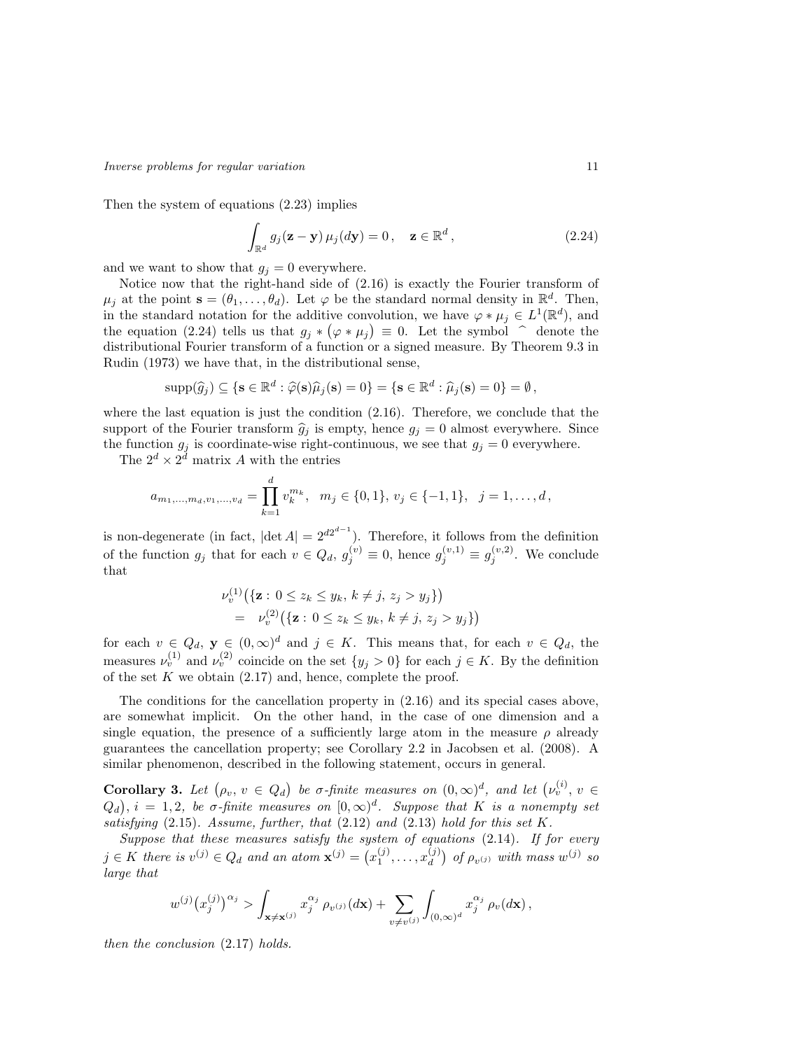Then the system of equations (2.23) implies

$$\int_{\mathbb{R}^d} g_j(\mathbf{z}-\mathbf{y})\,\mu_j(d\mathbf{y}) = 0\,, \quad \mathbf{z}\in\mathbb{R}^d\,, \tag{2.24}$$

and we want to show that $g_j = 0$ everywhere.

Notice now that the right-hand side of (2.16) is exactly the Fourier transform of $\mu_j$ at the point $\mathbf{s} = (\theta_1,\dots,\theta_d)$. Let $\varphi$ be the standard normal density in $\mathbb{R}^d$. Then, in the standard notation for the additive convolution, we have $\varphi * \mu_j \in L^1(\mathbb{R}^d)$, and the equation (2.24) tells us that $g_j * (\varphi * \mu_j) \equiv 0$. Let the symbol $\widehat{\ }$ denote the distributional Fourier transform of a function or a signed measure. By Theorem 9.3 in Rudin (1973) we have that, in the distributional sense,

$$\operatorname{supp}(\widehat{g}_j) \subseteq \{\mathbf{s}\in\mathbb{R}^d : \widehat{\varphi}(\mathbf{s})\widehat{\mu}_j(\mathbf{s}) = 0\} = \{\mathbf{s}\in\mathbb{R}^d : \widehat{\mu}_j(\mathbf{s}) = 0\} = \emptyset\,,$$

where the last equation is just the condition (2.16). Therefore, we conclude that the support of the Fourier transform $\widehat{g}_j$ is empty, hence $g_j = 0$ almost everywhere. Since the function $g_j$ is coordinate-wise right-continuous, we see that $g_j = 0$ everywhere.

The $2^d\times 2^d$ matrix $A$ with the entries

$$a_{m_1,\dots,m_d,v_1,\dots,v_d} = \prod_{k=1}^d v_k^{m_k}, \quad m_j\in\{0,1\},\, v_j\in\{-1,1\}, \quad j=1,\dots,d\,,$$

is non-degenerate (in fact, $|\det A| = 2^{d2^{d-1}}$). Therefore, it follows from the definition of the function $g_j$ that for each $v\in Q_d$, $g_j^{(v)}\equiv 0$, hence $g_j^{(v,1)}\equiv g_j^{(v,2)}$. We conclude that

$$\begin{aligned}
&\nu_v^{(1)}\big(\{\mathbf{z} : 0\le z_k\le y_k,\, k\ne j,\, z_j > y_j\}\big)\\
&= \nu_v^{(2)}\big(\{\mathbf{z} : 0\le z_k\le y_k,\, k\ne j,\, z_j > y_j\}\big)
\end{aligned}$$

for each $v\in Q_d$, $\mathbf{y}\in(0,\infty)^d$ and $j\in K$. This means that, for each $v\in Q_d$, the measures $\nu_v^{(1)}$ and $\nu_v^{(2)}$ coincide on the set $\{y_j>0\}$ for each $j\in K$. By the definition of the set $K$ we obtain (2.17) and, hence, complete the proof.

The conditions for the cancellation property in (2.16) and its special cases above, are somewhat implicit. On the other hand, in the case of one dimension and a single equation, the presence of a sufficiently large atom in the measure $\rho$ already guarantees the cancellation property; see Corollary 2.2 in Jacobsen et al. (2008). A similar phenomenon, described in the following statement, occurs in general.

**Corollary 3.** *Let $(\rho_v,\, v\in Q_d)$ be $\sigma$-finite measures on $(0,\infty)^d$, and let $(\nu_v^{(i)},\, v\in Q_d)$, $i=1,2$, be $\sigma$-finite measures on $[0,\infty)^d$. Suppose that $K$ is a nonempty set satisfying (2.15). Assume, further, that (2.12) and (2.13) hold for this set $K$.*

*Suppose that these measures satisfy the system of equations (2.14). If for every $j\in K$ there is $v^{(j)}\in Q_d$ and an atom $\mathbf{x}^{(j)} = (x_1^{(j)},\dots,x_d^{(j)})$ of $\rho_{v^{(j)}}$ with mass $w^{(j)}$ so large that*

$$w^{(j)}\big(x_j^{(j)}\big)^{\alpha_j} > \int_{\mathbf{x}\ne\mathbf{x}^{(j)}} x_j^{\alpha_j}\,\rho_{v^{(j)}}(d\mathbf{x}) + \sum_{v\ne v^{(j)}}\int_{(0,\infty)^d} x_j^{\alpha_j}\,\rho_v(d\mathbf{x})\,,$$

*then the conclusion (2.17) holds.*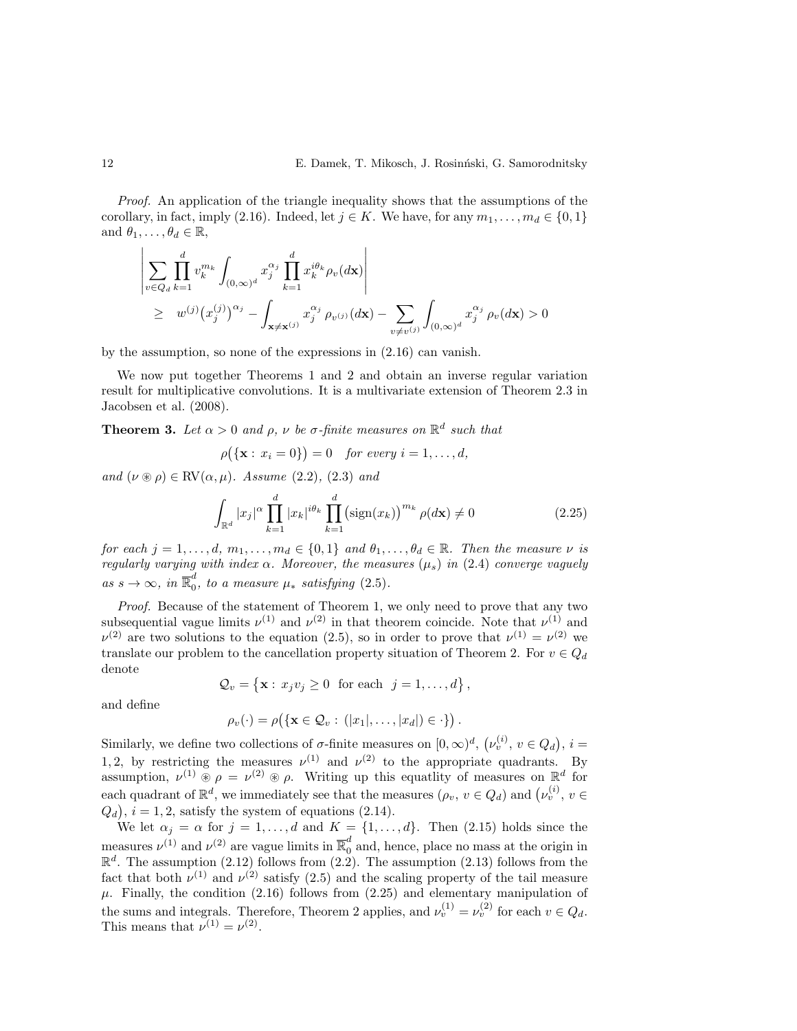*Proof.* An application of the triangle inequality shows that the assumptions of the corollary, in fact, imply (2.16). Indeed, let $j \in K$. We have, for any $m_1, \ldots, m_d \in \{0,1\}$ and $\theta_1, \ldots, \theta_d \in \mathbb{R}$,

$$
\begin{aligned}
&\left| \sum_{v \in Q_d} \prod_{k=1}^{d} v_k^{m_k} \int_{(0,\infty)^d} x_j^{\alpha_j} \prod_{k=1}^{d} x_k^{i\theta_k} \rho_v(d\mathbf{x}) \right| \\
&\quad \geq \; w^{(j)} \big(x_j^{(j)}\big)^{\alpha_j} - \int_{\mathbf{x} \neq \mathbf{x}^{(j)}} x_j^{\alpha_j} \, \rho_{v^{(j)}}(d\mathbf{x}) - \sum_{v \neq v^{(j)}} \int_{(0,\infty)^d} x_j^{\alpha_j} \, \rho_v(d\mathbf{x}) > 0
\end{aligned}
$$

by the assumption, so none of the expressions in (2.16) can vanish.

We now put together Theorems 1 and 2 and obtain an inverse regular variation result for multiplicative convolutions. It is a multivariate extension of Theorem 2.3 in Jacobsen et al. (2008).

**Theorem 3.** *Let $\alpha > 0$ and $\rho$, $\nu$ be $\sigma$-finite measures on $\mathbb{R}^d$ such that*

$$
\rho\big(\{\mathbf{x} : x_i = 0\}\big) = 0 \quad \text{for every } i = 1, \ldots, d,
$$

*and $(\nu \circledast \rho) \in \mathrm{RV}(\alpha, \mu)$. Assume (2.2), (2.3) and*

$$
\int_{\mathbb{R}^d} |x_j|^{\alpha} \prod_{k=1}^{d} |x_k|^{i\theta_k} \prod_{k=1}^{d} \big(\mathrm{sign}(x_k)\big)^{m_k} \rho(d\mathbf{x}) \neq 0 \tag{2.25}
$$

*for each $j = 1, \ldots, d$, $m_1, \ldots, m_d \in \{0,1\}$ and $\theta_1, \ldots, \theta_d \in \mathbb{R}$. Then the measure $\nu$ is regularly varying with index $\alpha$. Moreover, the measures $(\mu_s)$ in (2.4) converge vaguely as $s \to \infty$, in $\overline{\mathbb{R}}_0^d$, to a measure $\mu_*$ satisfying (2.5).*

*Proof.* Because of the statement of Theorem 1, we only need to prove that any two subsequential vague limits $\nu^{(1)}$ and $\nu^{(2)}$ in that theorem coincide. Note that $\nu^{(1)}$ and $\nu^{(2)}$ are two solutions to the equation (2.5), so in order to prove that $\nu^{(1)} = \nu^{(2)}$ we translate our problem to the cancellation property situation of Theorem 2. For $v \in Q_d$ denote

$$
\mathcal{Q}_v = \big\{ \mathbf{x} : x_j v_j \geq 0 \ \text{ for each } \ j = 1, \ldots, d \big\},
$$

and define

$$
\rho_v(\cdot) = \rho\big(\{\mathbf{x} \in \mathcal{Q}_v : (|x_1|, \ldots, |x_d|) \in \cdot\}\big).
$$

Similarly, we define two collections of $\sigma$-finite measures on $[0,\infty)^d$, $\big(\nu_v^{(i)},\, v \in Q_d\big)$, $i = 1, 2$, by restricting the measures $\nu^{(1)}$ and $\nu^{(2)}$ to the appropriate quadrants. By assumption, $\nu^{(1)} \circledast \rho = \nu^{(2)} \circledast \rho$. Writing up this equatlity of measures on $\mathbb{R}^d$ for each quadrant of $\mathbb{R}^d$, we immediately see that the measures $(\rho_v,\, v \in Q_d)$ and $\big(\nu_v^{(i)},\, v \in Q_d\big)$, $i = 1, 2$, satisfy the system of equations (2.14).

We let $\alpha_j = \alpha$ for $j = 1, \ldots, d$ and $K = \{1, \ldots, d\}$. Then (2.15) holds since the measures $\nu^{(1)}$ and $\nu^{(2)}$ are vague limits in $\overline{\mathbb{R}}_0^d$ and, hence, place no mass at the origin in $\mathbb{R}^d$. The assumption (2.12) follows from (2.2). The assumption (2.13) follows from the fact that both $\nu^{(1)}$ and $\nu^{(2)}$ satisfy (2.5) and the scaling property of the tail measure $\mu$. Finally, the condition (2.16) follows from (2.25) and elementary manipulation of the sums and integrals. Therefore, Theorem 2 applies, and $\nu_v^{(1)} = \nu_v^{(2)}$ for each $v \in Q_d$. This means that $\nu^{(1)} = \nu^{(2)}$.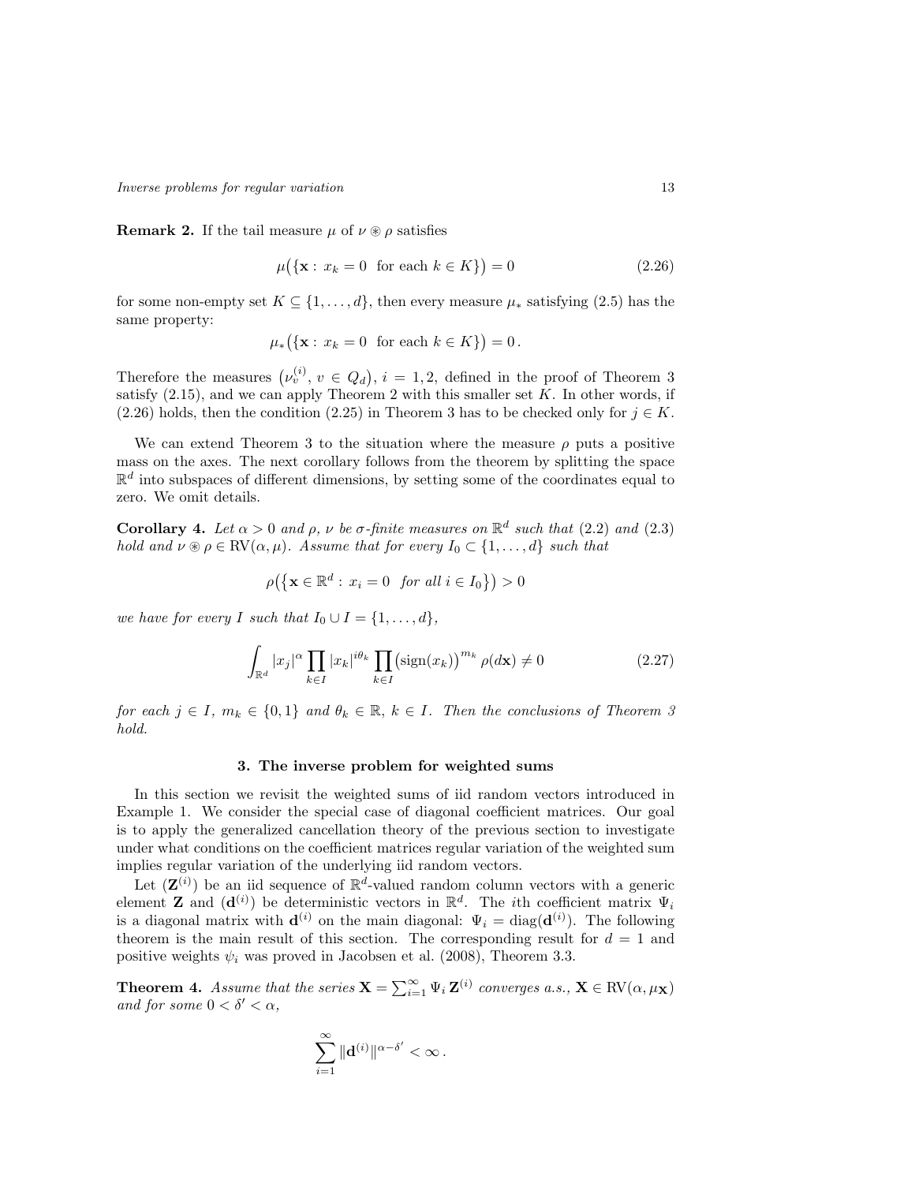**Remark 2.** If the tail measure $\mu$ of $\nu \circledast \rho$ satisfies

$$\mu\big(\{\mathbf{x} :\ x_k = 0 \ \text{ for each } k \in K\}\big) = 0 \tag{2.26}$$

for some non-empty set $K \subseteq \{1, \ldots, d\}$, then every measure $\mu_*$ satisfying (2.5) has the same property:

$$\mu_*\big(\{\mathbf{x} :\ x_k = 0 \ \text{ for each } k \in K\}\big) = 0\,.$$

Therefore the measures $\big(\nu_v^{(i)},\, v \in Q_d\big)$, $i = 1, 2$, defined in the proof of Theorem 3 satisfy (2.15), and we can apply Theorem 2 with this smaller set $K$. In other words, if (2.26) holds, then the condition (2.25) in Theorem 3 has to be checked only for $j \in K$.

We can extend Theorem 3 to the situation where the measure $\rho$ puts a positive mass on the axes. The next corollary follows from the theorem by splitting the space $\mathbb{R}^d$ into subspaces of different dimensions, by setting some of the coordinates equal to zero. We omit details.

**Corollary 4.** *Let $\alpha > 0$ and $\rho$, $\nu$ be $\sigma$-finite measures on $\mathbb{R}^d$ such that (2.2) and (2.3) hold and $\nu \circledast \rho \in \mathrm{RV}(\alpha, \mu)$. Assume that for every $I_0 \subset \{1, \ldots, d\}$ such that*

$$\rho\big(\big\{\mathbf{x} \in \mathbb{R}^d :\ x_i = 0 \ \text{ for all } i \in I_0\big\}\big) > 0$$

*we have for every $I$ such that $I_0 \cup I = \{1, \ldots, d\}$,*

$$\int_{\mathbb{R}^d} |x_j|^\alpha \prod_{k \in I} |x_k|^{i\theta_k} \prod_{k \in I} \big(\mathrm{sign}(x_k)\big)^{m_k} \, \rho(d\mathbf{x}) \neq 0 \tag{2.27}$$

*for each $j \in I$, $m_k \in \{0, 1\}$ and $\theta_k \in \mathbb{R}$, $k \in I$. Then the conclusions of Theorem 3 hold.*

## 3. The inverse problem for weighted sums

In this section we revisit the weighted sums of iid random vectors introduced in Example 1. We consider the special case of diagonal coefficient matrices. Our goal is to apply the generalized cancellation theory of the previous section to investigate under what conditions on the coefficient matrices regular variation of the weighted sum implies regular variation of the underlying iid random vectors.

Let $(\mathbf{Z}^{(i)})$ be an iid sequence of $\mathbb{R}^d$-valued random column vectors with a generic element $\mathbf{Z}$ and $(\mathbf{d}^{(i)})$ be deterministic vectors in $\mathbb{R}^d$. The $i$th coefficient matrix $\Psi_i$ is a diagonal matrix with $\mathbf{d}^{(i)}$ on the main diagonal: $\Psi_i = \mathrm{diag}(\mathbf{d}^{(i)})$. The following theorem is the main result of this section. The corresponding result for $d = 1$ and positive weights $\psi_i$ was proved in Jacobsen et al. (2008), Theorem 3.3.

**Theorem 4.** *Assume that the series $\mathbf{X} = \sum_{i=1}^\infty \Psi_i \, \mathbf{Z}^{(i)}$ converges a.s., $\mathbf{X} \in \mathrm{RV}(\alpha, \mu_{\mathbf{X}})$ and for some $0 < \delta' < \alpha$,*

$$\sum_{i=1}^\infty \|\mathbf{d}^{(i)}\|^{\alpha - \delta'} < \infty\,.$$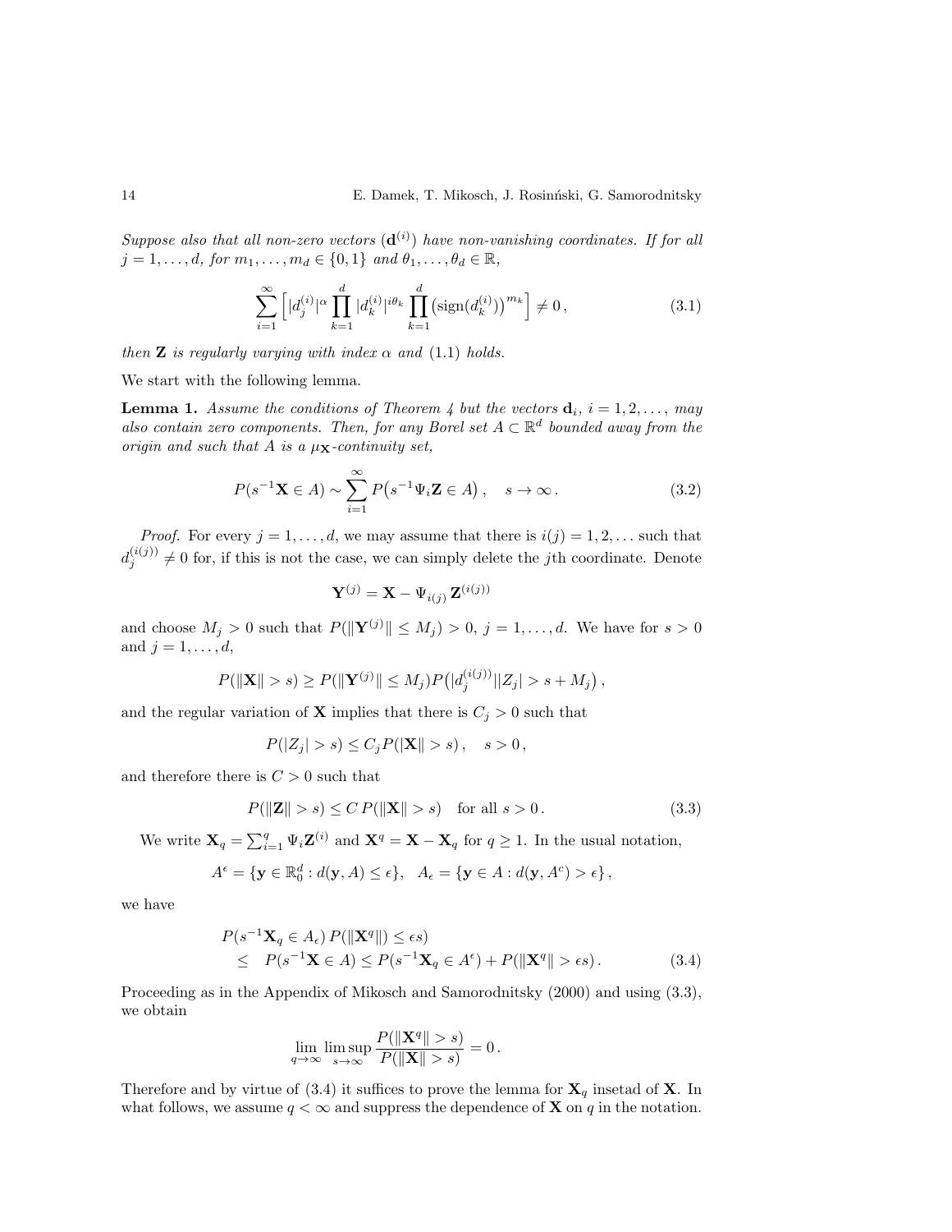*Suppose also that all non-zero vectors $(\mathbf{d}^{(i)})$ have non-vanishing coordinates. If for all $j = 1, \ldots, d$, for $m_1, \ldots, m_d \in \{0, 1\}$ and $\theta_1, \ldots, \theta_d \in \mathbb{R}$,*

$$\sum_{i=1}^{\infty} \Big[ |d_j^{(i)}|^{\alpha} \prod_{k=1}^{d} |d_k^{(i)}|^{i\theta_k} \prod_{k=1}^{d} \big(\operatorname{sign}(d_k^{(i)})\big)^{m_k} \Big] \neq 0 \,, \tag{3.1}$$

*then $\mathbf{Z}$ is regularly varying with index $\alpha$ and (1.1) holds.*

We start with the following lemma.

**Lemma 1.** *Assume the conditions of Theorem 4 but the vectors $\mathbf{d}_i$, $i = 1, 2, \ldots,$ may also contain zero components. Then, for any Borel set $A \subset \mathbb{R}^d$ bounded away from the origin and such that $A$ is a $\mu_{\mathbf{X}}$-continuity set,*

$$P(s^{-1}\mathbf{X} \in A) \sim \sum_{i=1}^{\infty} P\big(s^{-1}\Psi_i \mathbf{Z} \in A\big) \,, \quad s \to \infty \,. \tag{3.2}$$

*Proof.* For every $j = 1, \ldots, d$, we may assume that there is $i(j) = 1, 2, \ldots$ such that $d_j^{(i(j))} \neq 0$ for, if this is not the case, we can simply delete the $j$th coordinate. Denote

$$\mathbf{Y}^{(j)} = \mathbf{X} - \Psi_{i(j)}\, \mathbf{Z}^{(i(j))}$$

and choose $M_j > 0$ such that $P(\|\mathbf{Y}^{(j)}\| \le M_j) > 0$, $j = 1, \ldots, d$. We have for $s > 0$ and $j = 1, \ldots, d$,

$$P(\|\mathbf{X}\| > s) \ge P(\|\mathbf{Y}^{(j)}\| \le M_j) P\big(|d_j^{(i(j))}||Z_j| > s + M_j\big) \,,$$

and the regular variation of $\mathbf{X}$ implies that there is $C_j > 0$ such that

$$P(|Z_j| > s) \le C_j P(\|\mathbf{X}\| > s) \,, \quad s > 0 \,,$$

and therefore there is $C > 0$ such that

$$P(\|\mathbf{Z}\| > s) \le C\, P(\|\mathbf{X}\| > s) \quad \text{for all } s > 0 \,. \tag{3.3}$$

We write $\mathbf{X}_q = \sum_{i=1}^{q} \Psi_i \mathbf{Z}^{(i)}$ and $\mathbf{X}^q = \mathbf{X} - \mathbf{X}_q$ for $q \ge 1$. In the usual notation,

$$A^{\epsilon} = \{\mathbf{y} \in \mathbb{R}_0^d : d(\mathbf{y}, A) \le \epsilon\}, \quad A_{\epsilon} = \{\mathbf{y} \in A : d(\mathbf{y}, A^c) > \epsilon\} \,,$$

we have

$$\begin{aligned} &P(s^{-1}\mathbf{X}_q \in A_{\epsilon})\, P(\|\mathbf{X}^q\|) \le \epsilon s) \\ &\quad \le \quad P(s^{-1}\mathbf{X} \in A) \le P(s^{-1}\mathbf{X}_q \in A^{\epsilon}) + P(\|\mathbf{X}^q\| > \epsilon s) \,. \end{aligned} \tag{3.4}$$

Proceeding as in the Appendix of Mikosch and Samorodnitsky (2000) and using (3.3), we obtain

$$\lim_{q\to\infty} \limsup_{s\to\infty} \frac{P(\|\mathbf{X}^q\| > s)}{P(\|\mathbf{X}\| > s)} = 0 \,.$$

Therefore and by virtue of (3.4) it suffices to prove the lemma for $\mathbf{X}_q$ insetad of $\mathbf{X}$. In what follows, we assume $q < \infty$ and suppress the dependence of $\mathbf{X}$ on $q$ in the notation.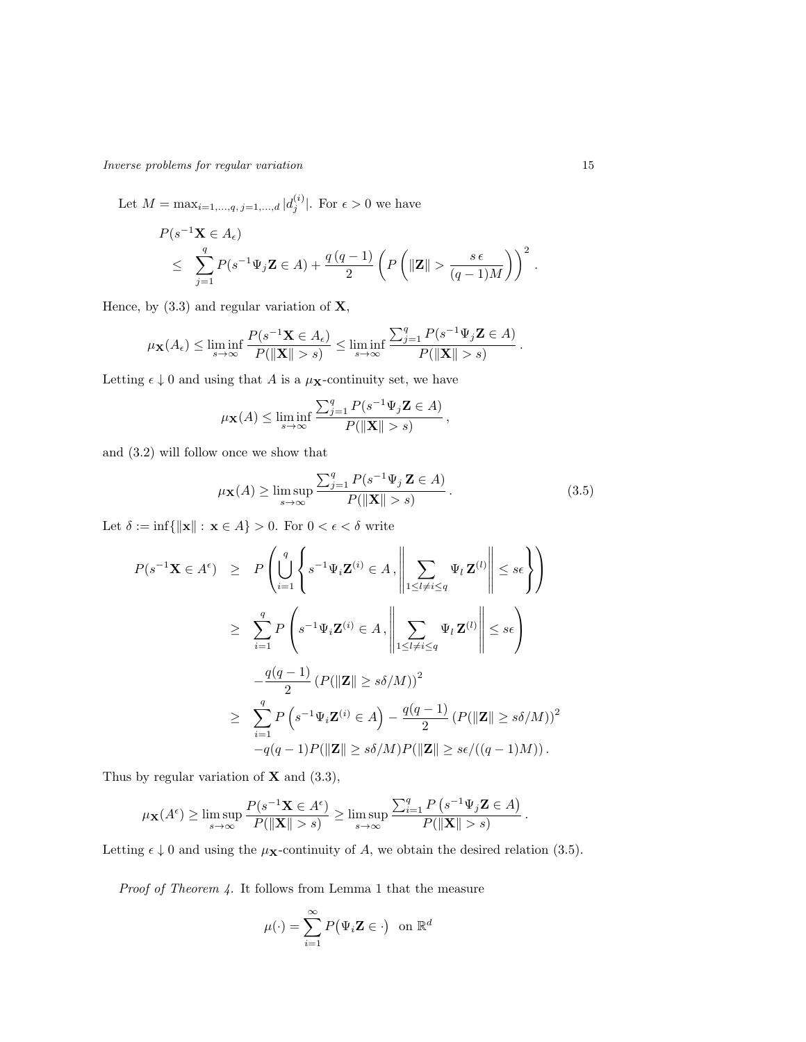Let $M = \max_{i=1,\dots,q,\, j=1,\dots,d} |d_j^{(i)}|$. For $\epsilon > 0$ we have

$$
\begin{aligned}
& P(s^{-1}\mathbf{X} \in A_\epsilon) \\
& \quad \le \sum_{j=1}^{q} P(s^{-1}\Psi_j \mathbf{Z} \in A) + \frac{q\,(q-1)}{2} \left( P\left( \|\mathbf{Z}\| > \frac{s\,\epsilon}{(q-1)M} \right) \right)^2 .
\end{aligned}
$$

Hence, by (3.3) and regular variation of $\mathbf{X}$,

$$
\mu_{\mathbf{X}}(A_\epsilon) \le \liminf_{s\to\infty} \frac{P(s^{-1}\mathbf{X} \in A_\epsilon)}{P(\|\mathbf{X}\| > s)} \le \liminf_{s\to\infty} \frac{\sum_{j=1}^{q} P(s^{-1}\Psi_j \mathbf{Z} \in A)}{P(\|\mathbf{X}\| > s)} .
$$

Letting $\epsilon \downarrow 0$ and using that $A$ is a $\mu_{\mathbf{X}}$-continuity set, we have

$$
\mu_{\mathbf{X}}(A) \le \liminf_{s\to\infty} \frac{\sum_{j=1}^{q} P(s^{-1}\Psi_j \mathbf{Z} \in A)}{P(\|\mathbf{X}\| > s)} ,
$$

and (3.2) will follow once we show that

$$
\mu_{\mathbf{X}}(A) \ge \limsup_{s\to\infty} \frac{\sum_{j=1}^{q} P(s^{-1}\Psi_j\, \mathbf{Z} \in A)}{P(\|\mathbf{X}\| > s)} . \tag{3.5}
$$

Let $\delta := \inf\{\|\mathbf{x}\| : \mathbf{x} \in A\} > 0$. For $0 < \epsilon < \delta$ write

$$
\begin{aligned}
P(s^{-1}\mathbf{X} \in A^\epsilon) \;&\ge\; P\left( \bigcup_{i=1}^{q} \left\{ s^{-1}\Psi_i \mathbf{Z}^{(i)} \in A \,,\, \left\| \sum_{1\le l \ne i \le q} \Psi_l\, \mathbf{Z}^{(l)} \right\| \le s\epsilon \right\} \right) \\
&\ge\; \sum_{i=1}^{q} P\left( s^{-1}\Psi_i \mathbf{Z}^{(i)} \in A \,,\, \left\| \sum_{1\le l \ne i \le q} \Psi_l\, \mathbf{Z}^{(l)} \right\| \le s\epsilon \right) \\
&\quad - \frac{q(q-1)}{2} \left( P(\|\mathbf{Z}\| \ge s\delta/M) \right)^2 \\
&\ge\; \sum_{i=1}^{q} P\left( s^{-1}\Psi_i \mathbf{Z}^{(i)} \in A \right) - \frac{q(q-1)}{2} \left( P(\|\mathbf{Z}\| \ge s\delta/M) \right)^2 \\
&\quad - q(q-1) P(\|\mathbf{Z}\| \ge s\delta/M) P(\|\mathbf{Z}\| \ge s\epsilon/((q-1)M)) .
\end{aligned}
$$

Thus by regular variation of $\mathbf{X}$ and (3.3),

$$
\mu_{\mathbf{X}}(A^\epsilon) \ge \limsup_{s\to\infty} \frac{P(s^{-1}\mathbf{X} \in A^\epsilon)}{P(\|\mathbf{X}\| > s)} \ge \limsup_{s\to\infty} \frac{\sum_{i=1}^{q} P\left( s^{-1}\Psi_j \mathbf{Z} \in A \right)}{P(\|\mathbf{X}\| > s)} .
$$

Letting $\epsilon \downarrow 0$ and using the $\mu_{\mathbf{X}}$-continuity of $A$, we obtain the desired relation (3.5).

*Proof of Theorem 4.* It follows from Lemma 1 that the measure

$$
\mu(\cdot) = \sum_{i=1}^{\infty} P\big( \Psi_i \mathbf{Z} \in \cdot \big) \quad \text{on } \mathbb{R}^d
$$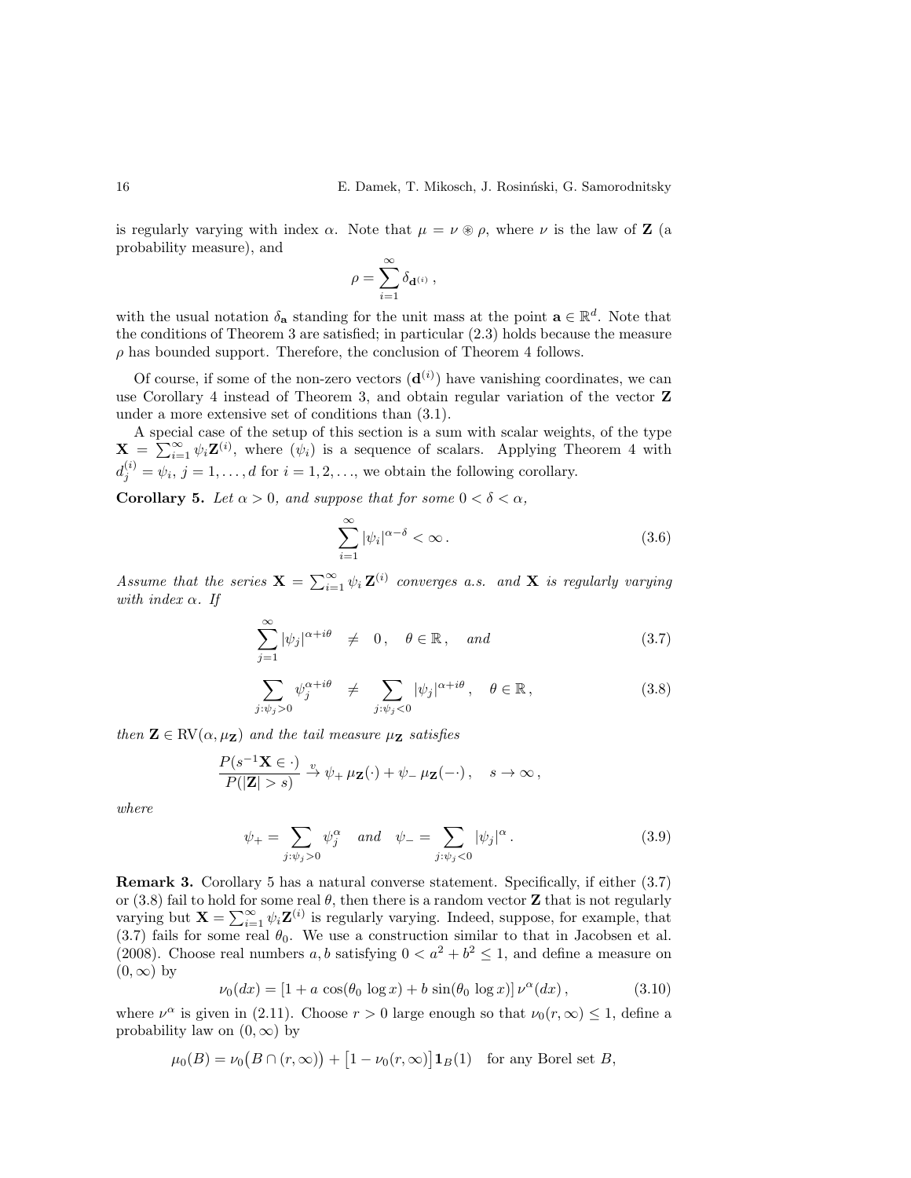is regularly varying with index $\alpha$. Note that $\mu = \nu \circledast \rho$, where $\nu$ is the law of $\mathbf{Z}$ (a probability measure), and

$$\rho = \sum_{i=1}^{\infty} \delta_{\mathbf{d}^{(i)}} \,,$$

with the usual notation $\delta_{\mathbf{a}}$ standing for the unit mass at the point $\mathbf{a} \in \mathbb{R}^d$. Note that the conditions of Theorem 3 are satisfied; in particular (2.3) holds because the measure $\rho$ has bounded support. Therefore, the conclusion of Theorem 4 follows.

Of course, if some of the non-zero vectors $(\mathbf{d}^{(i)})$ have vanishing coordinates, we can use Corollary 4 instead of Theorem 3, and obtain regular variation of the vector $\mathbf{Z}$ under a more extensive set of conditions than (3.1).

A special case of the setup of this section is a sum with scalar weights, of the type $\mathbf{X} = \sum_{i=1}^{\infty} \psi_i \mathbf{Z}^{(i)}$, where $(\psi_i)$ is a sequence of scalars. Applying Theorem 4 with $d_j^{(i)} = \psi_i$, $j = 1, \ldots, d$ for $i = 1, 2, \ldots$, we obtain the following corollary.

**Corollary 5.** *Let $\alpha > 0$, and suppose that for some $0 < \delta < \alpha$,*

$$\sum_{i=1}^{\infty} |\psi_i|^{\alpha - \delta} < \infty \,. \tag{3.6}$$

*Assume that the series $\mathbf{X} = \sum_{i=1}^{\infty} \psi_i \, \mathbf{Z}^{(i)}$ converges a.s. and $\mathbf{X}$ is regularly varying with index $\alpha$. If*

$$\sum_{j=1}^{\infty} |\psi_j|^{\alpha + i\theta} \neq 0 \,, \quad \theta \in \mathbb{R} \,, \quad \textit{and} \tag{3.7}$$

$$\sum_{j:\psi_j > 0} \psi_j^{\alpha + i\theta} \neq \sum_{j:\psi_j < 0} |\psi_j|^{\alpha + i\theta} \,, \quad \theta \in \mathbb{R} \,, \tag{3.8}$$

*then $\mathbf{Z} \in \mathrm{RV}(\alpha, \mu_{\mathbf{Z}})$ and the tail measure $\mu_{\mathbf{Z}}$ satisfies*

$$\frac{P(s^{-1}\mathbf{X} \in \cdot)}{P(|\mathbf{Z}| > s)} \xrightarrow{v} \psi_+ \, \mu_{\mathbf{Z}}(\cdot) + \psi_- \, \mu_{\mathbf{Z}}(-\cdot) \,, \quad s \to \infty \,,$$

*where*

$$\psi_+ = \sum_{j:\psi_j > 0} \psi_j^{\alpha} \quad \textit{and} \quad \psi_- = \sum_{j:\psi_j < 0} |\psi_j|^{\alpha} \,. \tag{3.9}$$

**Remark 3.** Corollary 5 has a natural converse statement. Specifically, if either (3.7) or (3.8) fail to hold for some real $\theta$, then there is a random vector $\mathbf{Z}$ that is not regularly varying but $\mathbf{X} = \sum_{i=1}^{\infty} \psi_i \mathbf{Z}^{(i)}$ is regularly varying. Indeed, suppose, for example, that (3.7) fails for some real $\theta_0$. We use a construction similar to that in Jacobsen et al. (2008). Choose real numbers $a, b$ satisfying $0 < a^2 + b^2 \le 1$, and define a measure on $(0, \infty)$ by

$$\nu_0(dx) = \left[1 + a \, \cos(\theta_0 \, \log x) + b \, \sin(\theta_0 \, \log x)\right] \nu^{\alpha}(dx) \,, \tag{3.10}$$

where $\nu^{\alpha}$ is given in (2.11). Choose $r > 0$ large enough so that $\nu_0(r, \infty) \le 1$, define a probability law on $(0, \infty)$ by

$$\mu_0(B) = \nu_0\big(B \cap (r, \infty)\big) + \big[1 - \nu_0(r, \infty)\big] \mathbf{1}_B(1) \quad \text{for any Borel set } B,$$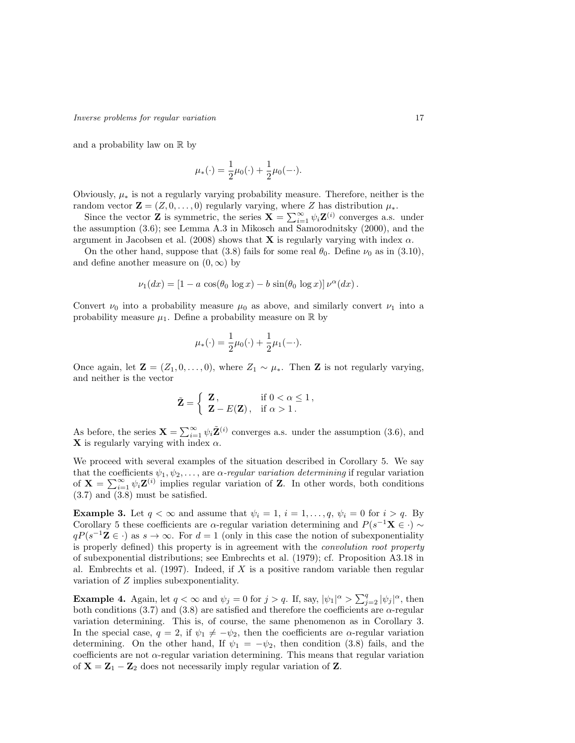and a probability law on $\mathbb{R}$ by

$$\mu_*(\cdot) = \frac{1}{2}\mu_0(\cdot) + \frac{1}{2}\mu_0(-\cdot).$$

Obviously, $\mu_*$ is not a regularly varying probability measure. Therefore, neither is the random vector $\mathbf{Z} = (Z, 0, \ldots, 0)$ regularly varying, where $Z$ has distribution $\mu_*$.

Since the vector $\mathbf{Z}$ is symmetric, the series $\mathbf{X} = \sum_{i=1}^{\infty} \psi_i \mathbf{Z}^{(i)}$ converges a.s. under the assumption (3.6); see Lemma A.3 in Mikosch and Samorodnitsky (2000), and the argument in Jacobsen et al. (2008) shows that $\mathbf{X}$ is regularly varying with index $\alpha$.

On the other hand, suppose that (3.8) fails for some real $\theta_0$. Define $\nu_0$ as in (3.10), and define another measure on $(0, \infty)$ by

$$\nu_1(dx) = [1 - a\, \cos(\theta_0\, \log x) - b\, \sin(\theta_0\, \log x)]\, \nu^{\alpha}(dx)\,.$$

Convert $\nu_0$ into a probability measure $\mu_0$ as above, and similarly convert $\nu_1$ into a probability measure $\mu_1$. Define a probability measure on $\mathbb{R}$ by

$$\mu_*(\cdot) = \frac{1}{2}\mu_0(\cdot) + \frac{1}{2}\mu_1(-\cdot).$$

Once again, let $\mathbf{Z} = (Z_1, 0, \ldots, 0)$, where $Z_1 \sim \mu_*$. Then $\mathbf{Z}$ is not regularly varying, and neither is the vector

$$\tilde{\mathbf{Z}} = \begin{cases} \mathbf{Z}\,, & \text{if } 0 < \alpha \le 1\,, \\ \mathbf{Z} - E(\mathbf{Z})\,, & \text{if } \alpha > 1\,. \end{cases}$$

As before, the series $\mathbf{X} = \sum_{i=1}^{\infty} \psi_i \tilde{\mathbf{Z}}^{(i)}$ converges a.s. under the assumption (3.6), and $\mathbf{X}$ is regularly varying with index $\alpha$.

We proceed with several examples of the situation described in Corollary 5. We say that the coefficients $\psi_1, \psi_2, \ldots$, are *$\alpha$-regular variation determining* if regular variation of $\mathbf{X} = \sum_{i=1}^{\infty} \psi_i \mathbf{Z}^{(i)}$ implies regular variation of $\mathbf{Z}$. In other words, both conditions (3.7) and (3.8) must be satisfied.

**Example 3.** Let $q < \infty$ and assume that $\psi_i = 1$, $i = 1, \ldots, q$, $\psi_i = 0$ for $i > q$. By Corollary 5 these coefficients are $\alpha$-regular variation determining and $P(s^{-1}\mathbf{X} \in \cdot) \sim qP(s^{-1}\mathbf{Z} \in \cdot)$ as $s \to \infty$. For $d = 1$ (only in this case the notion of subexponentiality is properly defined) this property is in agreement with the *convolution root property* of subexponential distributions; see Embrechts et al. (1979); cf. Proposition A3.18 in al. Embrechts et al. (1997). Indeed, if $X$ is a positive random variable then regular variation of $Z$ implies subexponentiality.

**Example 4.** Again, let $q < \infty$ and $\psi_j = 0$ for $j > q$. If, say, $|\psi_1|^{\alpha} > \sum_{j=2}^{q} |\psi_j|^{\alpha}$, then both conditions (3.7) and (3.8) are satisfied and therefore the coefficients are $\alpha$-regular variation determining. This is, of course, the same phenomenon as in Corollary 3. In the special case, $q = 2$, if $\psi_1 \neq -\psi_2$, then the coefficients are $\alpha$-regular variation determining. On the other hand, If $\psi_1 = -\psi_2$, then condition (3.8) fails, and the coefficients are not $\alpha$-regular variation determining. This means that regular variation of $\mathbf{X} = \mathbf{Z}_1 - \mathbf{Z}_2$ does not necessarily imply regular variation of $\mathbf{Z}$.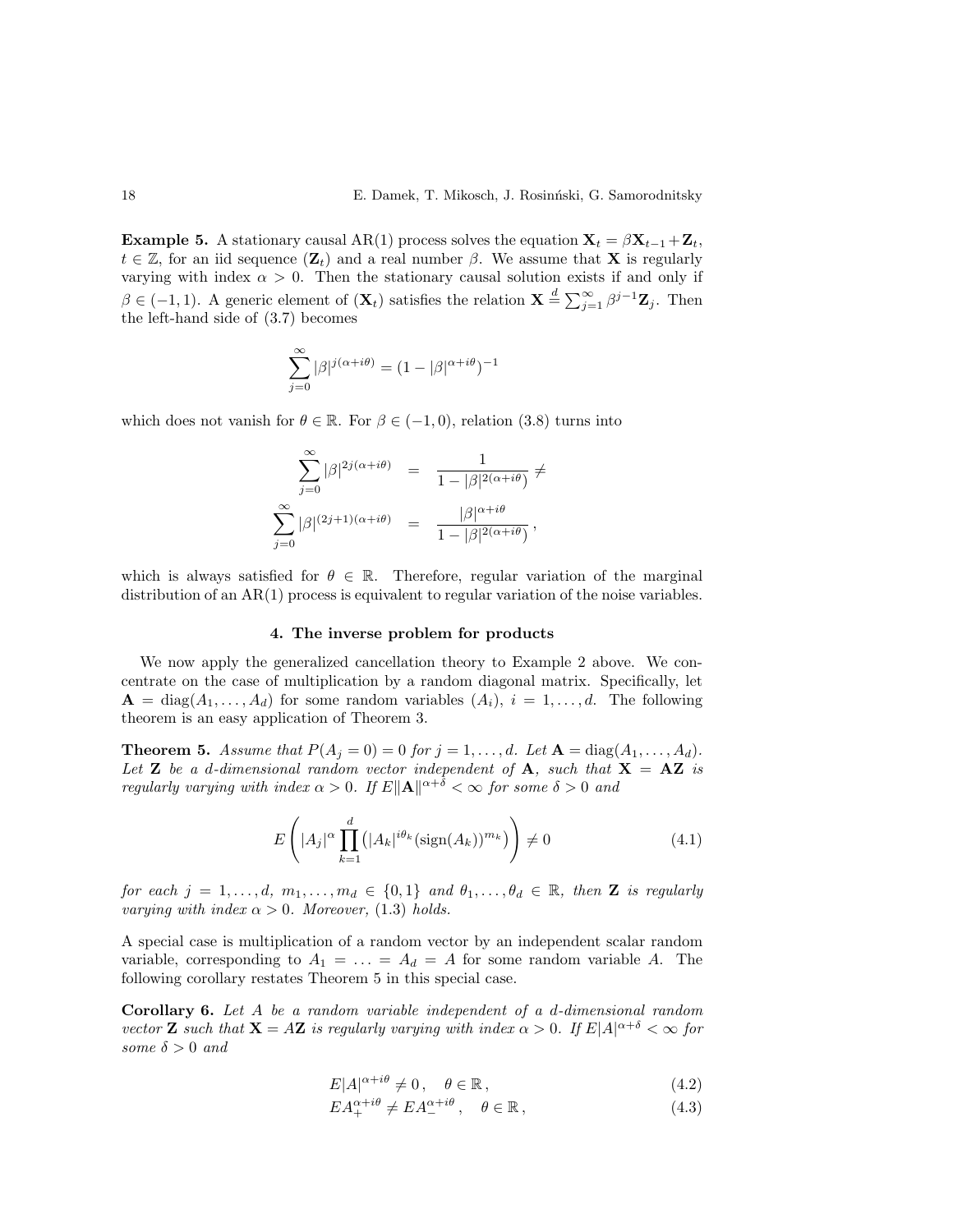**Example 5.** A stationary causal AR(1) process solves the equation $\mathbf{X}_t = \beta \mathbf{X}_{t-1} + \mathbf{Z}_t$, $t \in \mathbb{Z}$, for an iid sequence $(\mathbf{Z}_t)$ and a real number $\beta$. We assume that $\mathbf{X}$ is regularly varying with index $\alpha > 0$. Then the stationary causal solution exists if and only if $\beta \in (-1, 1)$. A generic element of $(\mathbf{X}_t)$ satisfies the relation $\mathbf{X} \stackrel{d}{=} \sum_{j=1}^{\infty} \beta^{j-1} \mathbf{Z}_j$. Then the left-hand side of (3.7) becomes

$$\sum_{j=0}^{\infty} |\beta|^{j(\alpha+i\theta)} = (1 - |\beta|^{\alpha+i\theta})^{-1}$$

which does not vanish for $\theta \in \mathbb{R}$. For $\beta \in (-1, 0)$, relation (3.8) turns into

$$\begin{aligned}
\sum_{j=0}^{\infty} |\beta|^{2j(\alpha+i\theta)} &= \frac{1}{1 - |\beta|^{2(\alpha+i\theta)}} \neq \\
\sum_{j=0}^{\infty} |\beta|^{(2j+1)(\alpha+i\theta)} &= \frac{|\beta|^{\alpha+i\theta}}{1 - |\beta|^{2(\alpha+i\theta)}},
\end{aligned}$$

which is always satisfied for $\theta \in \mathbb{R}$. Therefore, regular variation of the marginal distribution of an AR(1) process is equivalent to regular variation of the noise variables.

## 4. The inverse problem for products

We now apply the generalized cancellation theory to Example 2 above. We concentrate on the case of multiplication by a random diagonal matrix. Specifically, let $\mathbf{A} = \operatorname{diag}(A_1, \ldots, A_d)$ for some random variables $(A_i)$, $i = 1, \ldots, d$. The following theorem is an easy application of Theorem 3.

**Theorem 5.** *Assume that $P(A_j = 0) = 0$ for $j = 1, \ldots, d$. Let $\mathbf{A} = \operatorname{diag}(A_1, \ldots, A_d)$. Let $\mathbf{Z}$ be a $d$-dimensional random vector independent of $\mathbf{A}$, such that $\mathbf{X} = \mathbf{A}\mathbf{Z}$ is regularly varying with index $\alpha > 0$. If $E\|\mathbf{A}\|^{\alpha+\delta} < \infty$ for some $\delta > 0$ and*

$$E\left( |A_j|^{\alpha} \prod_{k=1}^{d} \left( |A_k|^{i\theta_k} (\operatorname{sign}(A_k))^{m_k} \right) \right) \neq 0 \tag{4.1}$$

*for each $j = 1, \ldots, d$, $m_1, \ldots, m_d \in \{0, 1\}$ and $\theta_1, \ldots, \theta_d \in \mathbb{R}$, then $\mathbf{Z}$ is regularly varying with index $\alpha > 0$. Moreover, (1.3) holds.*

A special case is multiplication of a random vector by an independent scalar random variable, corresponding to $A_1 = \ldots = A_d = A$ for some random variable $A$. The following corollary restates Theorem 5 in this special case.

**Corollary 6.** *Let $A$ be a random variable independent of a $d$-dimensional random vector $\mathbf{Z}$ such that $\mathbf{X} = A\mathbf{Z}$ is regularly varying with index $\alpha > 0$. If $E|A|^{\alpha+\delta} < \infty$ for some $\delta > 0$ and*

$$E|A|^{\alpha+i\theta} \neq 0, \quad \theta \in \mathbb{R}, \tag{4.2}$$

$$EA_+^{\alpha+i\theta} \neq EA_-^{\alpha+i\theta}, \quad \theta \in \mathbb{R}, \tag{4.3}$$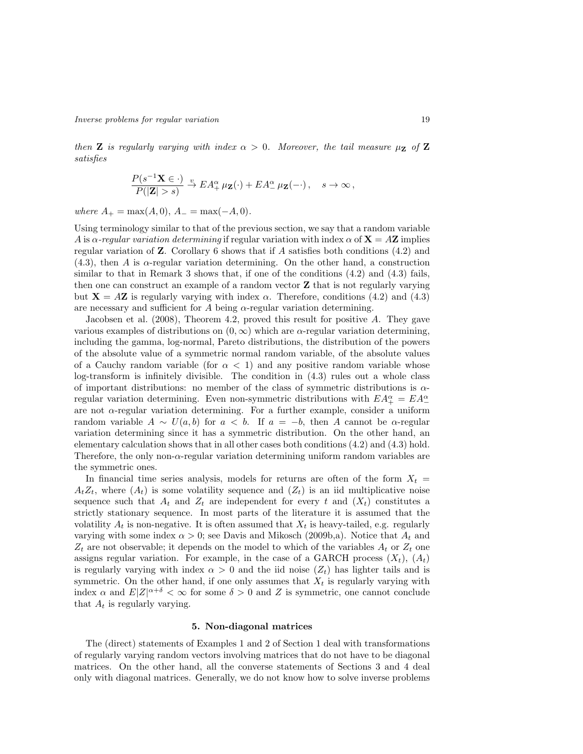*then* $\mathbf{Z}$ *is regularly varying with index* $\alpha > 0$*. Moreover, the tail measure* $\mu_{\mathbf{Z}}$ *of* $\mathbf{Z}$ *satisfies*

$$\frac{P(s^{-1}\mathbf{X} \in \cdot)}{P(|\mathbf{Z}| > s)} \xrightarrow{v} EA_+^\alpha \, \mu_{\mathbf{Z}}(\cdot) + EA_-^\alpha \, \mu_{\mathbf{Z}}(-\cdot) \,, \quad s \to \infty \,,$$

*where* $A_+ = \max(A, 0)$*,* $A_- = \max(-A, 0)$*.*

Using terminology similar to that of the previous section, we say that a random variable $A$ is *$\alpha$-regular variation determining* if regular variation with index $\alpha$ of $\mathbf{X} = A\mathbf{Z}$ implies regular variation of $\mathbf{Z}$. Corollary 6 shows that if $A$ satisfies both conditions (4.2) and (4.3), then $A$ is $\alpha$-regular variation determining. On the other hand, a construction similar to that in Remark 3 shows that, if one of the conditions (4.2) and (4.3) fails, then one can construct an example of a random vector $\mathbf{Z}$ that is not regularly varying but $\mathbf{X} = A\mathbf{Z}$ is regularly varying with index $\alpha$. Therefore, conditions (4.2) and (4.3) are necessary and sufficient for $A$ being $\alpha$-regular variation determining.

Jacobsen et al. (2008), Theorem 4.2, proved this result for positive $A$. They gave various examples of distributions on $(0, \infty)$ which are $\alpha$-regular variation determining, including the gamma, log-normal, Pareto distributions, the distribution of the powers of the absolute value of a symmetric normal random variable, of the absolute values of a Cauchy random variable (for $\alpha < 1$) and any positive random variable whose log-transform is infinitely divisible. The condition in (4.3) rules out a whole class of important distributions: no member of the class of symmetric distributions is $\alpha$-regular variation determining. Even non-symmetric distributions with $EA_+^\alpha = EA_-^\alpha$ are not $\alpha$-regular variation determining. For a further example, consider a uniform random variable $A \sim U(a, b)$ for $a < b$. If $a = -b$, then $A$ cannot be $\alpha$-regular variation determining since it has a symmetric distribution. On the other hand, an elementary calculation shows that in all other cases both conditions (4.2) and (4.3) hold. Therefore, the only non-$\alpha$-regular variation determining uniform random variables are the symmetric ones.

In financial time series analysis, models for returns are often of the form $X_t = A_t Z_t$, where $(A_t)$ is some volatility sequence and $(Z_t)$ is an iid multiplicative noise sequence such that $A_t$ and $Z_t$ are independent for every $t$ and $(X_t)$ constitutes a strictly stationary sequence. In most parts of the literature it is assumed that the volatility $A_t$ is non-negative. It is often assumed that $X_t$ is heavy-tailed, e.g. regularly varying with some index $\alpha > 0$; see Davis and Mikosch (2009b,a). Notice that $A_t$ and $Z_t$ are not observable; it depends on the model to which of the variables $A_t$ or $Z_t$ one assigns regular variation. For example, in the case of a GARCH process $(X_t)$, $(A_t)$ is regularly varying with index $\alpha > 0$ and the iid noise $(Z_t)$ has lighter tails and is symmetric. On the other hand, if one only assumes that $X_t$ is regularly varying with index $\alpha$ and $E|Z|^{\alpha+\delta} < \infty$ for some $\delta > 0$ and $Z$ is symmetric, one cannot conclude that $A_t$ is regularly varying.

## 5. Non-diagonal matrices

The (direct) statements of Examples 1 and 2 of Section 1 deal with transformations of regularly varying random vectors involving matrices that do not have to be diagonal matrices. On the other hand, all the converse statements of Sections 3 and 4 deal only with diagonal matrices. Generally, we do not know how to solve inverse problems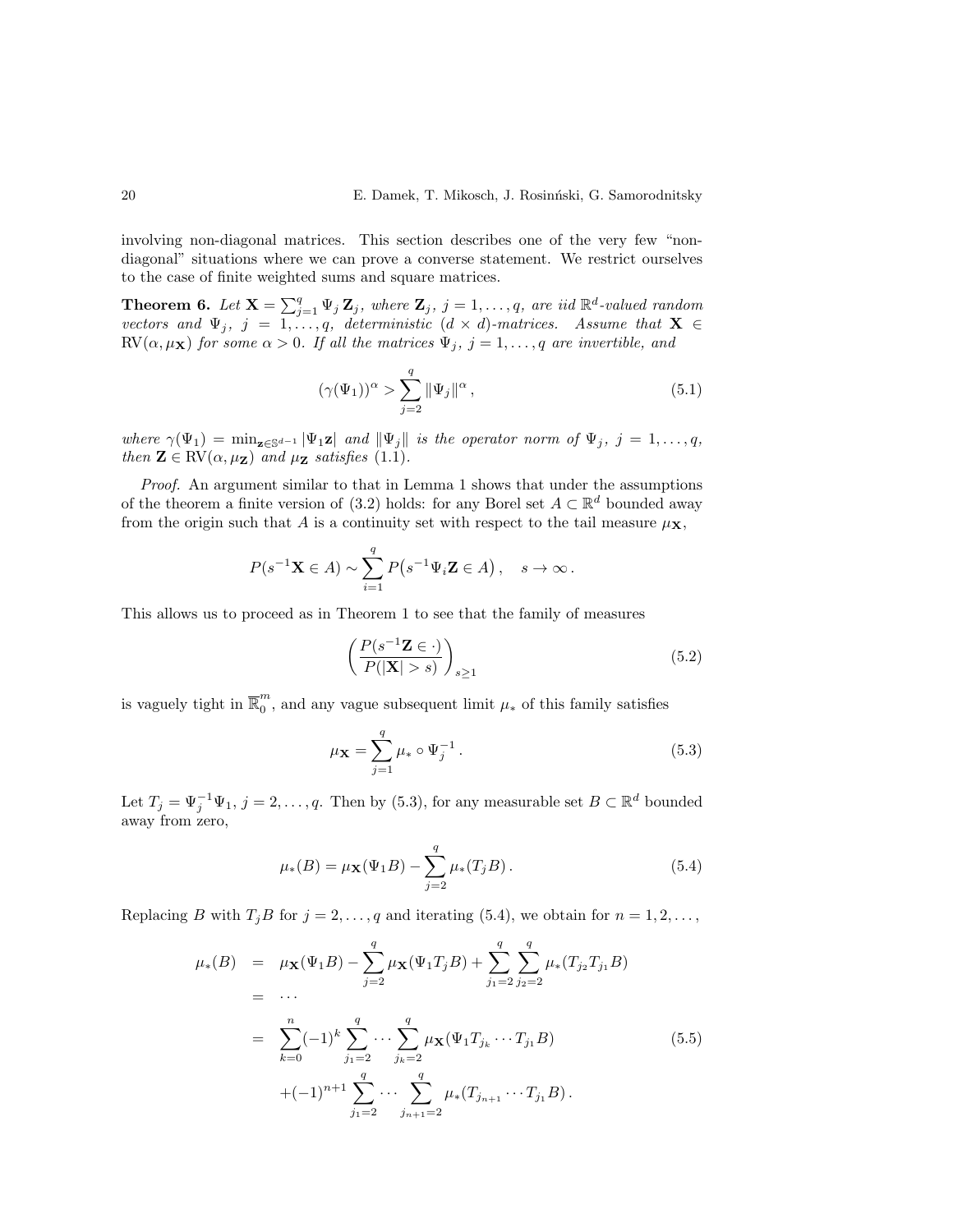involving non-diagonal matrices. This section describes one of the very few "non-diagonal" situations where we can prove a converse statement. We restrict ourselves to the case of finite weighted sums and square matrices.

**Theorem 6.** *Let $\mathbf{X} = \sum_{j=1}^q \Psi_j \mathbf{Z}_j$, where $\mathbf{Z}_j$, $j = 1, \dots, q$, are iid $\mathbb{R}^d$-valued random vectors and $\Psi_j$, $j = 1, \dots, q$, deterministic $(d \times d)$-matrices. Assume that $\mathbf{X} \in \mathrm{RV}(\alpha, \mu_{\mathbf{X}})$ for some $\alpha > 0$. If all the matrices $\Psi_j$, $j = 1, \dots, q$ are invertible, and*

$$(\gamma(\Psi_1))^\alpha > \sum_{j=2}^q \|\Psi_j\|^\alpha \,, \tag{5.1}$$

*where $\gamma(\Psi_1) = \min_{\mathbf{z} \in \mathbb{S}^{d-1}} |\Psi_1 \mathbf{z}|$ and $\|\Psi_j\|$ is the operator norm of $\Psi_j$, $j = 1, \dots, q$, then $\mathbf{Z} \in \mathrm{RV}(\alpha, \mu_{\mathbf{Z}})$ and $\mu_{\mathbf{Z}}$ satisfies (1.1).*

*Proof.* An argument similar to that in Lemma 1 shows that under the assumptions of the theorem a finite version of (3.2) holds: for any Borel set $A \subset \mathbb{R}^d$ bounded away from the origin such that $A$ is a continuity set with respect to the tail measure $\mu_{\mathbf{X}}$,

$$P(s^{-1}\mathbf{X} \in A) \sim \sum_{i=1}^q P\big(s^{-1}\Psi_i \mathbf{Z} \in A\big) \,, \quad s \to \infty \,.$$

This allows us to proceed as in Theorem 1 to see that the family of measures

$$\left( \frac{P(s^{-1}\mathbf{Z} \in \cdot)}{P(|\mathbf{X}| > s)} \right)_{s \geq 1} \tag{5.2}$$

is vaguely tight in $\overline{\mathbb{R}}_0^m$, and any vague subsequent limit $\mu_*$ of this family satisfies

$$\mu_{\mathbf{X}} = \sum_{j=1}^q \mu_* \circ \Psi_j^{-1} \,. \tag{5.3}$$

Let $T_j = \Psi_j^{-1}\Psi_1$, $j = 2, \dots, q$. Then by (5.3), for any measurable set $B \subset \mathbb{R}^d$ bounded away from zero,

$$\mu_*(B) = \mu_{\mathbf{X}}(\Psi_1 B) - \sum_{j=2}^q \mu_*(T_j B) \,. \tag{5.4}$$

Replacing $B$ with $T_j B$ for $j = 2, \dots, q$ and iterating (5.4), we obtain for $n = 1, 2, \dots$,

$$\begin{aligned}
\mu_*(B) &= \mu_{\mathbf{X}}(\Psi_1 B) - \sum_{j=2}^q \mu_{\mathbf{X}}(\Psi_1 T_j B) + \sum_{j_1=2}^q \sum_{j_2=2}^q \mu_*(T_{j_2} T_{j_1} B) \\
&= \cdots \\
&= \sum_{k=0}^n (-1)^k \sum_{j_1=2}^q \cdots \sum_{j_k=2}^q \mu_{\mathbf{X}}(\Psi_1 T_{j_k} \cdots T_{j_1} B) \\
&\quad + (-1)^{n+1} \sum_{j_1=2}^q \cdots \sum_{j_{n+1}=2}^q \mu_*(T_{j_{n+1}} \cdots T_{j_1} B) \,.
\end{aligned} \tag{5.5}$$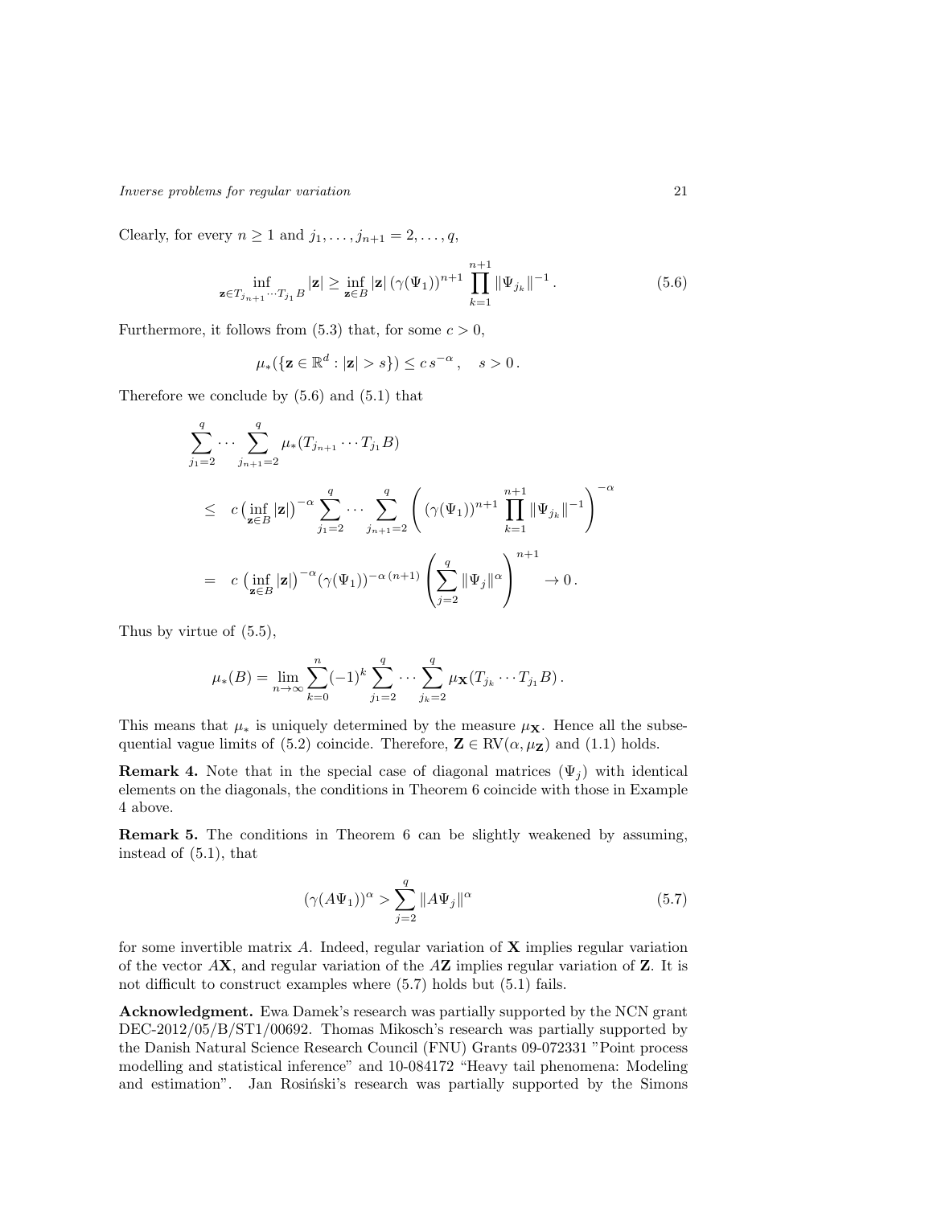Clearly, for every $n \geq 1$ and $j_1, \ldots, j_{n+1} = 2, \ldots, q$,

$$\inf_{\mathbf{z} \in T_{j_{n+1}} \cdots T_{j_1} B} |\mathbf{z}| \geq \inf_{\mathbf{z} \in B} |\mathbf{z}| \, (\gamma(\Psi_1))^{n+1} \prod_{k=1}^{n+1} \|\Psi_{j_k}\|^{-1} . \tag{5.6}$$

Furthermore, it follows from (5.3) that, for some $c > 0$,

$$\mu_*(\{\mathbf{z} \in \mathbb{R}^d : |\mathbf{z}| > s\}) \leq c \, s^{-\alpha} , \quad s > 0 .$$

Therefore we conclude by (5.6) and (5.1) that

$$\begin{aligned}
& \sum_{j_1=2}^{q} \cdots \sum_{j_{n+1}=2}^{q} \mu_*(T_{j_{n+1}} \cdots T_{j_1} B) \\
\leq \;& c \left( \inf_{\mathbf{z} \in B} |\mathbf{z}| \right)^{-\alpha} \sum_{j_1=2}^{q} \cdots \sum_{j_{n+1}=2}^{q} \left( (\gamma(\Psi_1))^{n+1} \prod_{k=1}^{n+1} \|\Psi_{j_k}\|^{-1} \right)^{-\alpha} \\
= \;& c \left( \inf_{\mathbf{z} \in B} |\mathbf{z}| \right)^{-\alpha} (\gamma(\Psi_1))^{-\alpha\,(n+1)} \left( \sum_{j=2}^{q} \|\Psi_j\|^{\alpha} \right)^{n+1} \to 0 .
\end{aligned}$$

Thus by virtue of (5.5),

$$\mu_*(B) = \lim_{n \to \infty} \sum_{k=0}^{n} (-1)^k \sum_{j_1=2}^{q} \cdots \sum_{j_k=2}^{q} \mu_{\mathbf{X}}(T_{j_k} \cdots T_{j_1} B) .$$

This means that $\mu_*$ is uniquely determined by the measure $\mu_{\mathbf{X}}$. Hence all the subsequential vague limits of (5.2) coincide. Therefore, $\mathbf{Z} \in \mathrm{RV}(\alpha, \mu_{\mathbf{Z}})$ and (1.1) holds.

**Remark 4.** Note that in the special case of diagonal matrices $(\Psi_j)$ with identical elements on the diagonals, the conditions in Theorem 6 coincide with those in Example 4 above.

**Remark 5.** The conditions in Theorem 6 can be slightly weakened by assuming, instead of (5.1), that

$$(\gamma(A\Psi_1))^{\alpha} > \sum_{j=2}^{q} \|A\Psi_j\|^{\alpha} \tag{5.7}$$

for some invertible matrix $A$. Indeed, regular variation of $\mathbf{X}$ implies regular variation of the vector $A\mathbf{X}$, and regular variation of the $A\mathbf{Z}$ implies regular variation of $\mathbf{Z}$. It is not difficult to construct examples where (5.7) holds but (5.1) fails.

**Acknowledgment.** Ewa Damek's research was partially supported by the NCN grant DEC-2012/05/B/ST1/00692. Thomas Mikosch's research was partially supported by the Danish Natural Science Research Council (FNU) Grants 09-072331 "Point process modelling and statistical inference" and 10-084172 "Heavy tail phenomena: Modeling and estimation". Jan Rosiński's research was partially supported by the Simons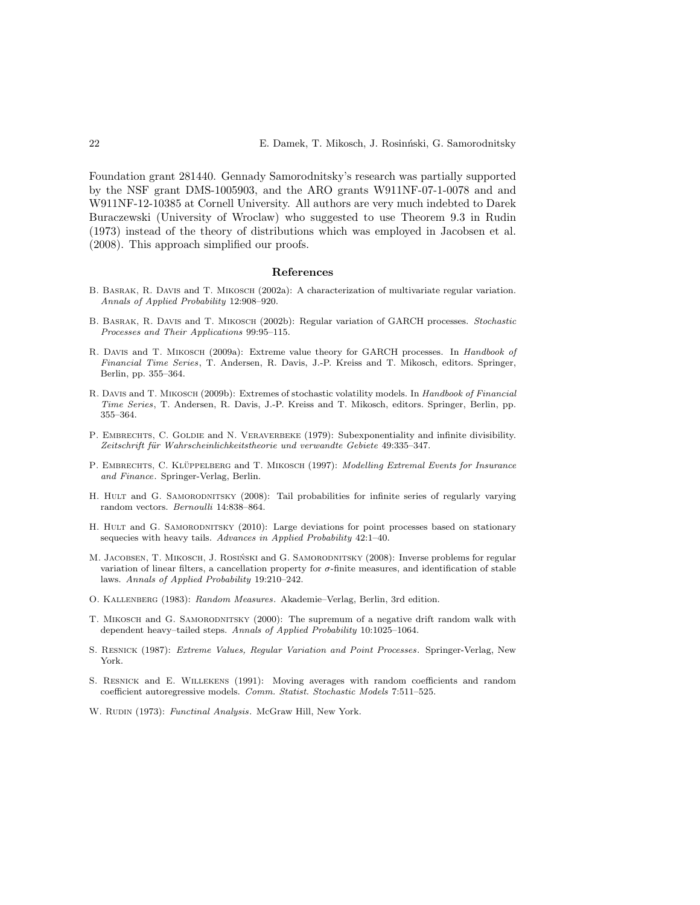Foundation grant 281440. Gennady Samorodnitsky's research was partially supported by the NSF grant DMS-1005903, and the ARO grants W911NF-07-1-0078 and and W911NF-12-10385 at Cornell University. All authors are very much indebted to Darek Buraczewski (University of Wroclaw) who suggested to use Theorem 9.3 in Rudin (1973) instead of the theory of distributions which was employed in Jacobsen et al. (2008). This approach simplified our proofs.

## References

B. Basrak, R. Davis and T. Mikosch (2002a): A characterization of multivariate regular variation. *Annals of Applied Probability* 12:908–920.

B. Basrak, R. Davis and T. Mikosch (2002b): Regular variation of GARCH processes. *Stochastic Processes and Their Applications* 99:95–115.

R. Davis and T. Mikosch (2009a): Extreme value theory for GARCH processes. In *Handbook of Financial Time Series*, T. Andersen, R. Davis, J.-P. Kreiss and T. Mikosch, editors. Springer, Berlin, pp. 355–364.

R. Davis and T. Mikosch (2009b): Extremes of stochastic volatility models. In *Handbook of Financial Time Series*, T. Andersen, R. Davis, J.-P. Kreiss and T. Mikosch, editors. Springer, Berlin, pp. 355–364.

P. Embrechts, C. Goldie and N. Veraverbeke (1979): Subexponentiality and infinite divisibility. *Zeitschrift für Wahrscheinlichkeitstheorie und verwandte Gebiete* 49:335–347.

P. Embrechts, C. Klüppelberg and T. Mikosch (1997): *Modelling Extremal Events for Insurance and Finance*. Springer-Verlag, Berlin.

H. Hult and G. Samorodnitsky (2008): Tail probabilities for infinite series of regularly varying random vectors. *Bernoulli* 14:838–864.

H. Hult and G. Samorodnitsky (2010): Large deviations for point processes based on stationary sequecies with heavy tails. *Advances in Applied Probability* 42:1–40.

M. Jacobsen, T. Mikosch, J. Rosiński and G. Samorodnitsky (2008): Inverse problems for regular variation of linear filters, a cancellation property for $\sigma$-finite measures, and identification of stable laws. *Annals of Applied Probability* 19:210–242.

O. Kallenberg (1983): *Random Measures*. Akademie–Verlag, Berlin, 3rd edition.

T. Mikosch and G. Samorodnitsky (2000): The supremum of a negative drift random walk with dependent heavy–tailed steps. *Annals of Applied Probability* 10:1025–1064.

S. Resnick (1987): *Extreme Values, Regular Variation and Point Processes*. Springer-Verlag, New York.

S. Resnick and E. Willekens (1991): Moving averages with random coefficients and random coefficient autoregressive models. *Comm. Statist. Stochastic Models* 7:511–525.

W. Rudin (1973): *Functinal Analysis*. McGraw Hill, New York.